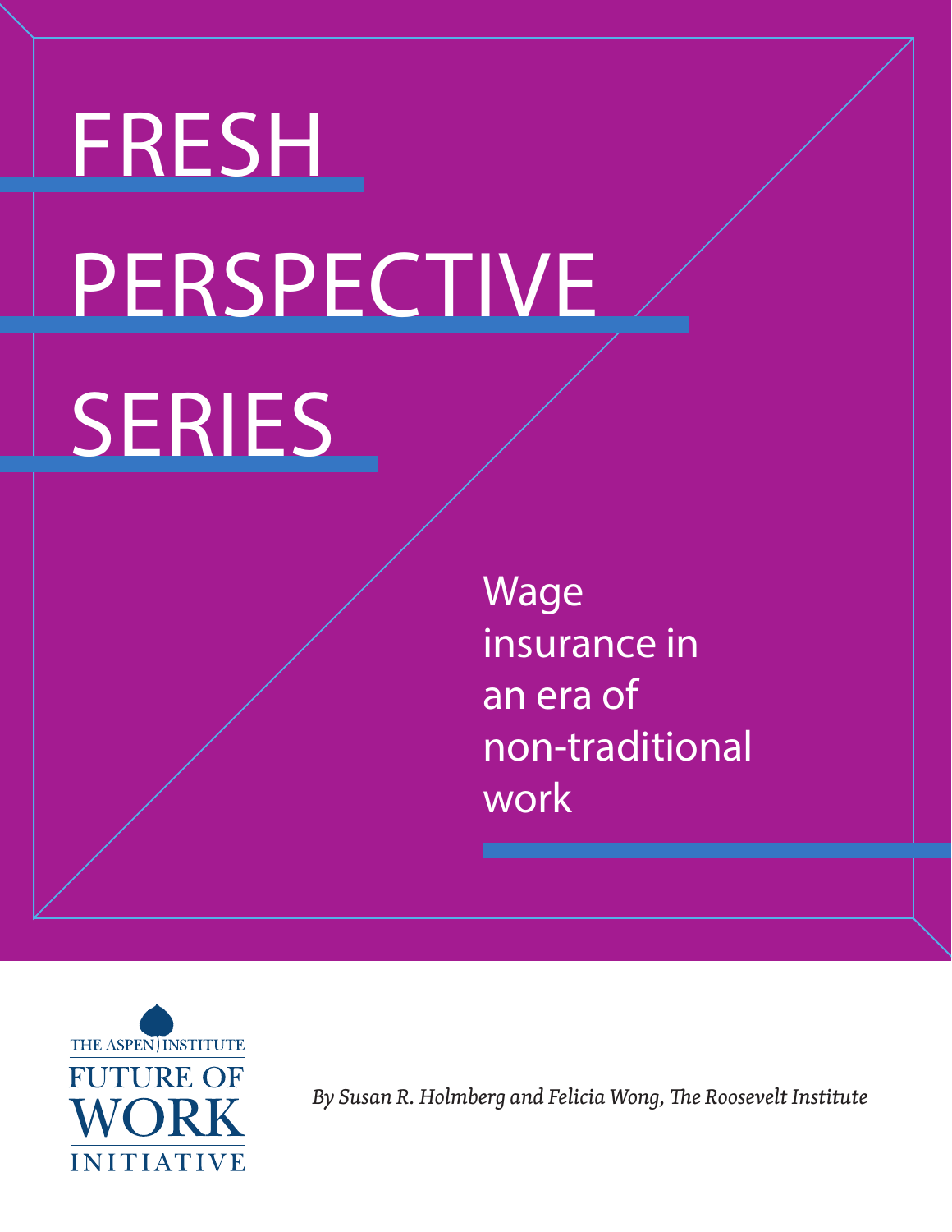# FRESH PERSPECTIVE SERIES

## Wage insurance in an era of non-traditional work

THE ASPEN INSTITUTE
FUTURE OF WORK INITIATIVE

*By Susan R. Holmberg and Felicia Wong, The Roosevelt Institute*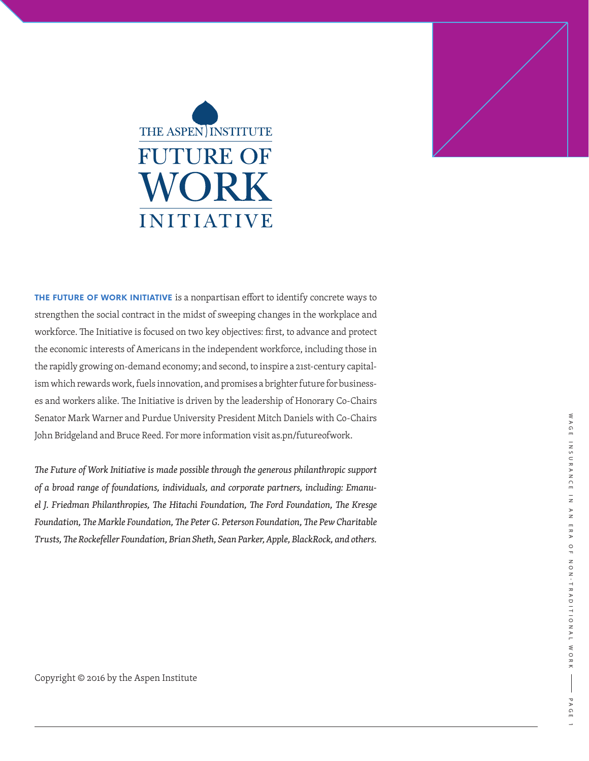THE ASPEN INSTITUTE

# FUTURE OF WORK INITIATIVE

**THE FUTURE OF WORK INITIATIVE** is a nonpartisan effort to identify concrete ways to strengthen the social contract in the midst of sweeping changes in the workplace and workforce. The Initiative is focused on two key objectives: first, to advance and protect the economic interests of Americans in the independent workforce, including those in the rapidly growing on-demand economy; and second, to inspire a 21st-century capitalism which rewards work, fuels innovation, and promises a brighter future for businesses and workers alike. The Initiative is driven by the leadership of Honorary Co-Chairs Senator Mark Warner and Purdue University President Mitch Daniels with Co-Chairs John Bridgeland and Bruce Reed. For more information visit as.pn/futureofwork.

*The Future of Work Initiative is made possible through the generous philanthropic support of a broad range of foundations, individuals, and corporate partners, including: Emanuel J. Friedman Philanthropies, The Hitachi Foundation, The Ford Foundation, The Kresge Foundation, The Markle Foundation, The Peter G. Peterson Foundation, The Pew Charitable Trusts, The Rockefeller Foundation, Brian Sheth, Sean Parker, Apple, BlackRock, and others.*

Copyright © 2016 by the Aspen Institute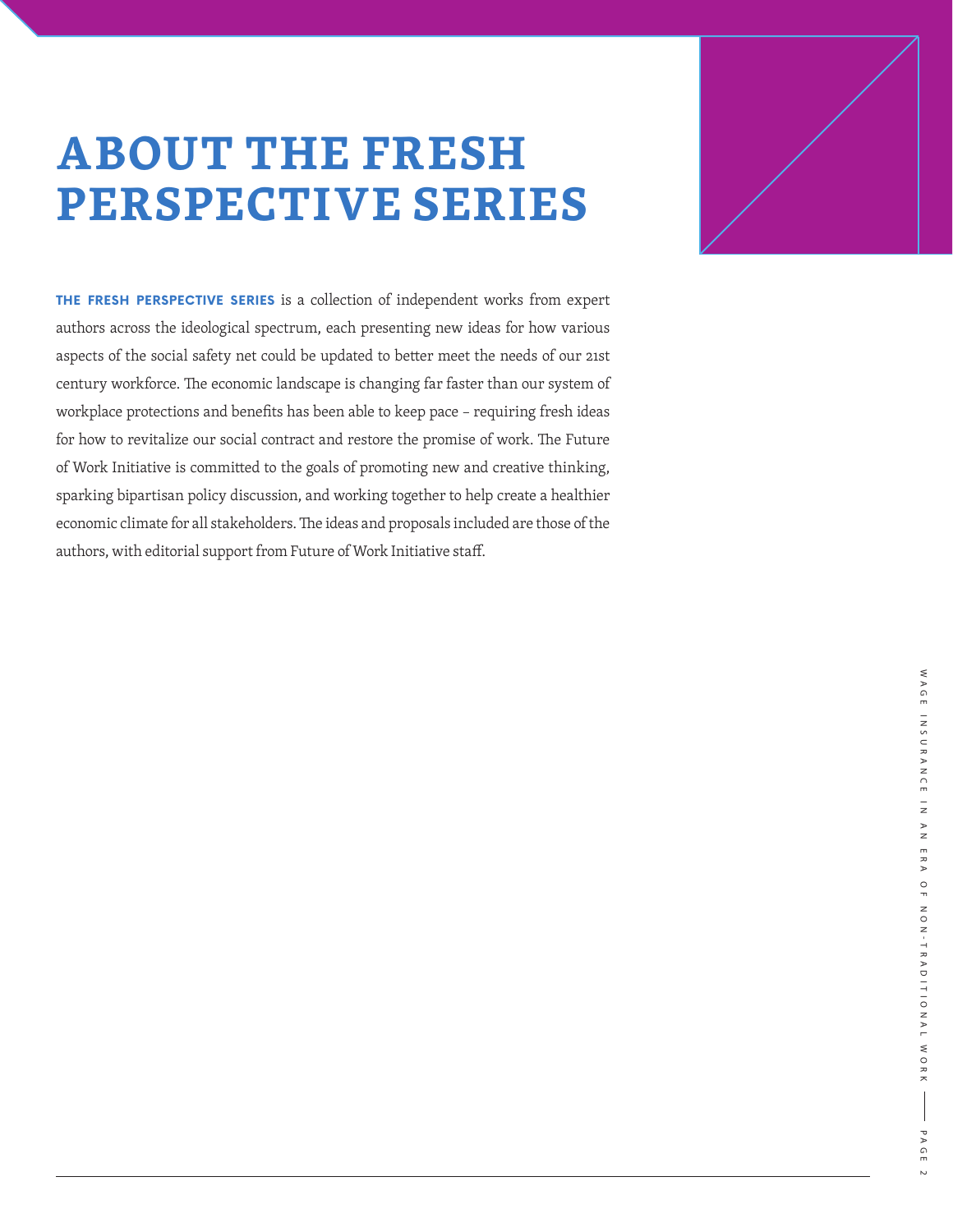# ABOUT THE FRESH PERSPECTIVE SERIES

**THE FRESH PERSPECTIVE SERIES** is a collection of independent works from expert authors across the ideological spectrum, each presenting new ideas for how various aspects of the social safety net could be updated to better meet the needs of our 21st century workforce. The economic landscape is changing far faster than our system of workplace protections and benefits has been able to keep pace – requiring fresh ideas for how to revitalize our social contract and restore the promise of work. The Future of Work Initiative is committed to the goals of promoting new and creative thinking, sparking bipartisan policy discussion, and working together to help create a healthier economic climate for all stakeholders. The ideas and proposals included are those of the authors, with editorial support from Future of Work Initiative staff.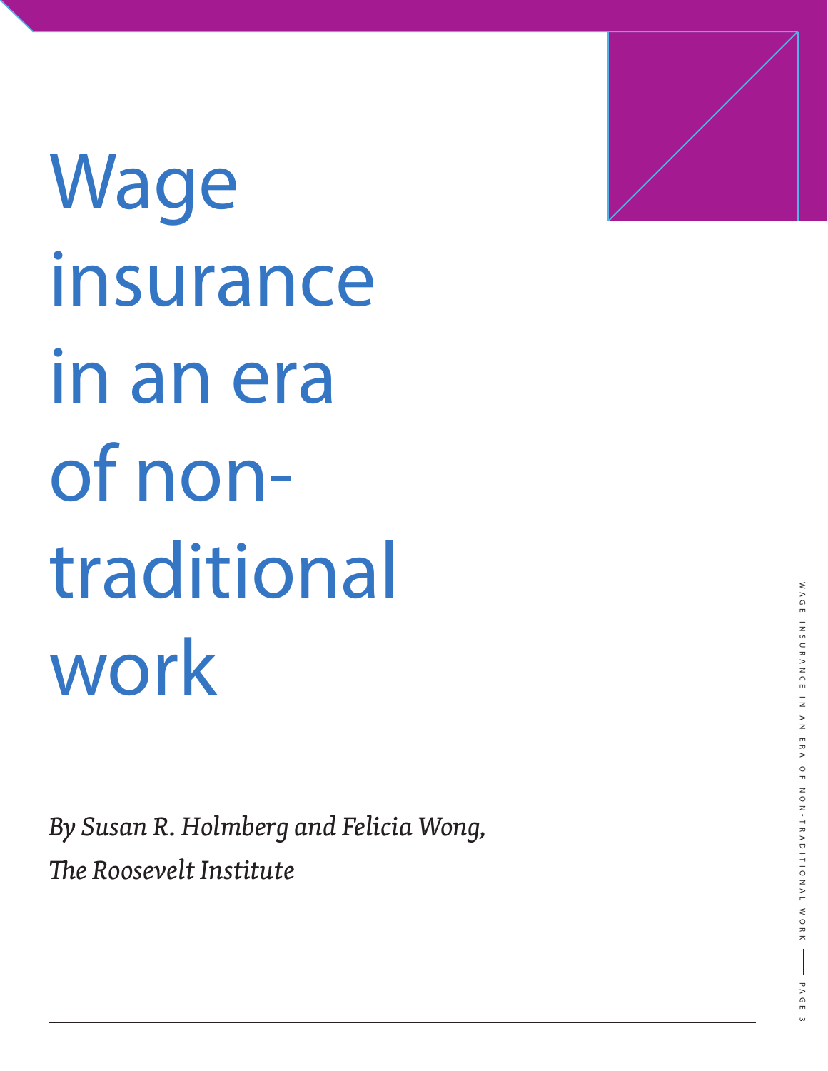# Wage insurance in an era of non-traditional work

*By Susan R. Holmberg and Felicia Wong, The Roosevelt Institute*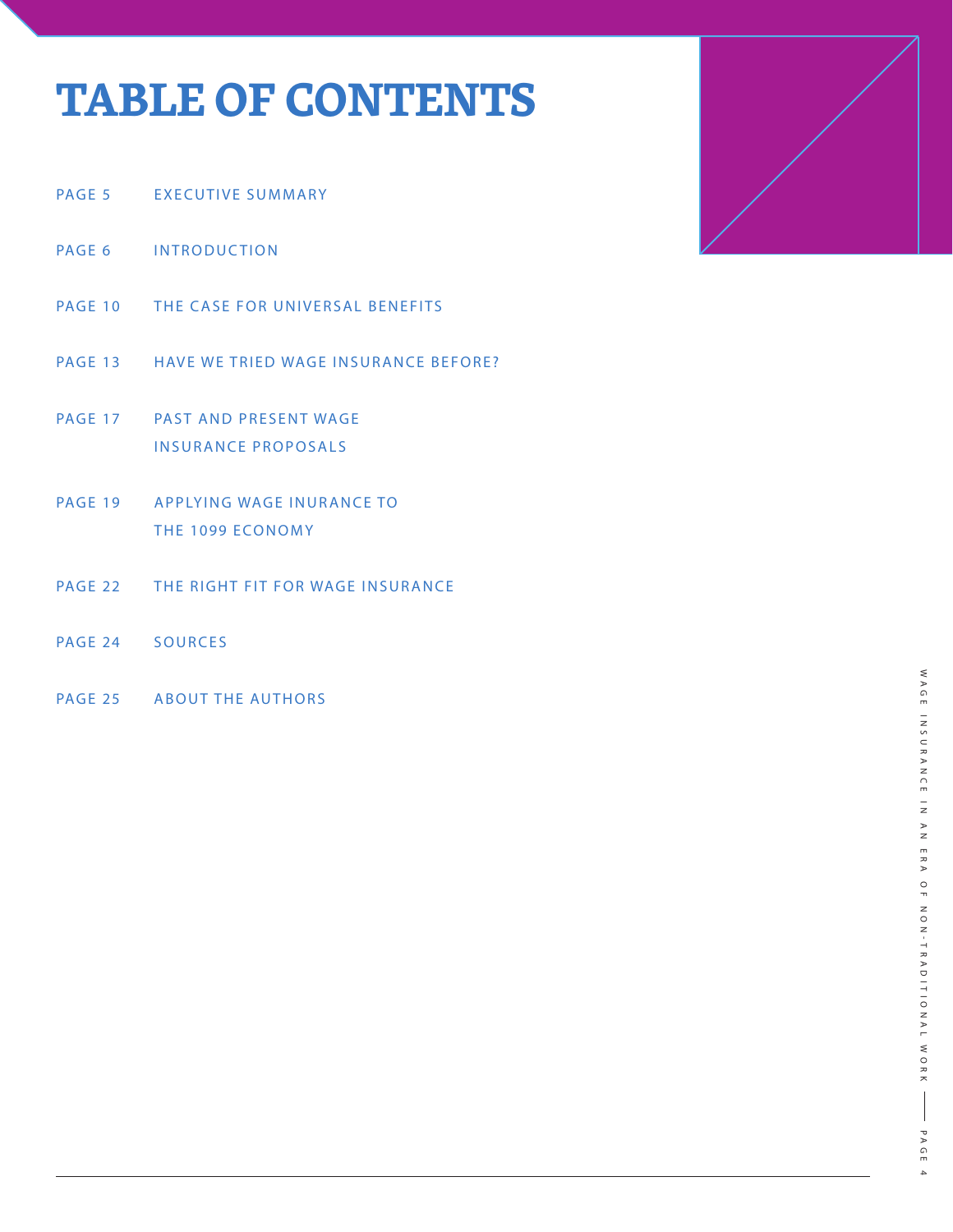# TABLE OF CONTENTS

PAGE 5 EXECUTIVE SUMMARY

PAGE 6 INTRODUCTION

PAGE 10 THE CASE FOR UNIVERSAL BENEFITS

PAGE 13 HAVE WE TRIED WAGE INSURANCE BEFORE?

PAGE 17 PAST AND PRESENT WAGE INSURANCE PROPOSALS

PAGE 19 APPLYING WAGE INURANCE TO THE 1099 ECONOMY

PAGE 22 THE RIGHT FIT FOR WAGE INSURANCE

PAGE 24 SOURCES

PAGE 25 ABOUT THE AUTHORS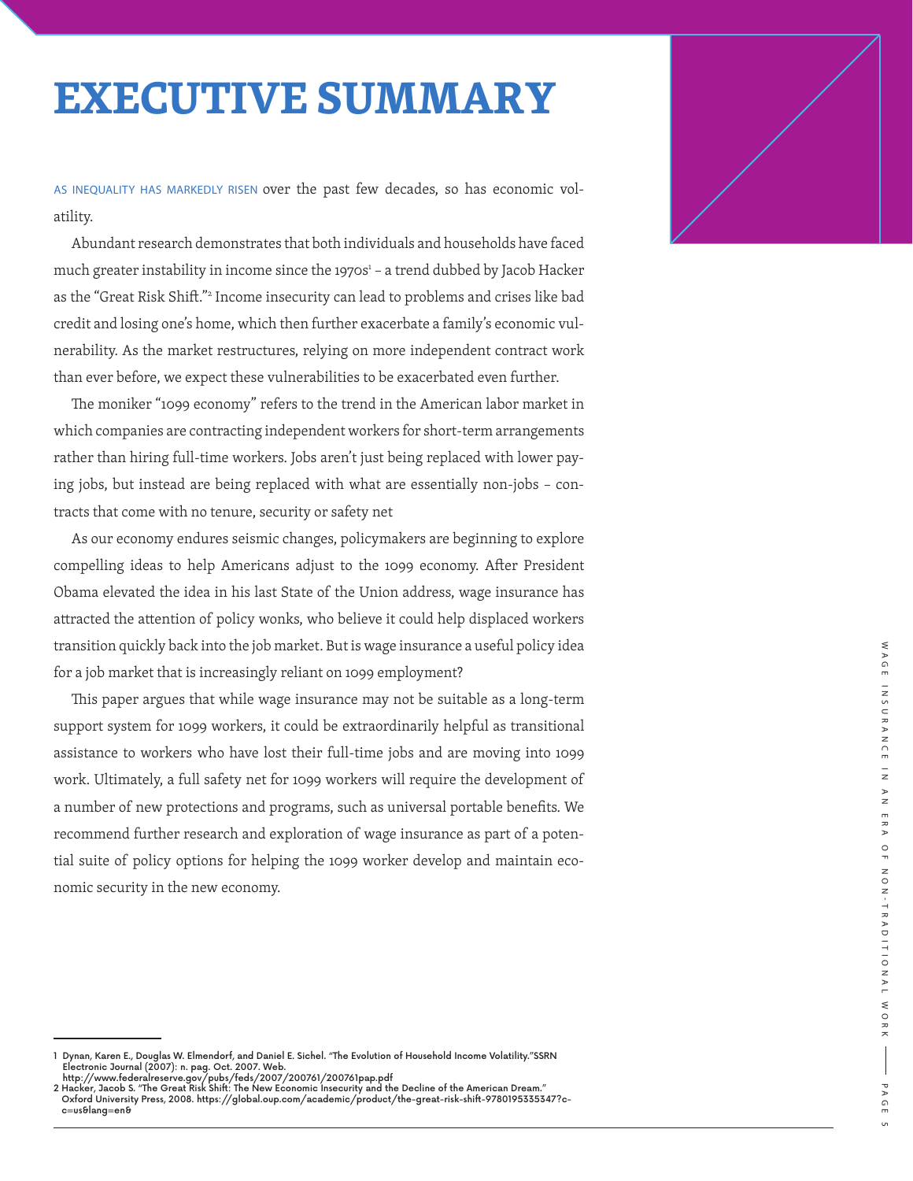# EXECUTIVE SUMMARY

AS INEQUALITY HAS MARKEDLY RISEN over the past few decades, so has economic volatility.

Abundant research demonstrates that both individuals and households have faced much greater instability in income since the 1970s[1] – a trend dubbed by Jacob Hacker as the "Great Risk Shift."[2] Income insecurity can lead to problems and crises like bad credit and losing one's home, which then further exacerbate a family's economic vulnerability. As the market restructures, relying on more independent contract work than ever before, we expect these vulnerabilities to be exacerbated even further.

The moniker "1099 economy" refers to the trend in the American labor market in which companies are contracting independent workers for short-term arrangements rather than hiring full-time workers. Jobs aren't just being replaced with lower paying jobs, but instead are being replaced with what are essentially non-jobs – contracts that come with no tenure, security or safety net

As our economy endures seismic changes, policymakers are beginning to explore compelling ideas to help Americans adjust to the 1099 economy. After President Obama elevated the idea in his last State of the Union address, wage insurance has attracted the attention of policy wonks, who believe it could help displaced workers transition quickly back into the job market. But is wage insurance a useful policy idea for a job market that is increasingly reliant on 1099 employment?

This paper argues that while wage insurance may not be suitable as a long-term support system for 1099 workers, it could be extraordinarily helpful as transitional assistance to workers who have lost their full-time jobs and are moving into 1099 work. Ultimately, a full safety net for 1099 workers will require the development of a number of new protections and programs, such as universal portable benefits. We recommend further research and exploration of wage insurance as part of a potential suite of policy options for helping the 1099 worker develop and maintain economic security in the new economy.

---

1 Dynan, Karen E., Douglas W. Elmendorf, and Daniel E. Sichel. "The Evolution of Household Income Volatility."SSRN Electronic Journal (2007): n. pag. Oct. 2007. Web. http://www.federalreserve.gov/pubs/feds/2007/200761/200761pap.pdf

2 Hacker, Jacob S. "The Great Risk Shift: The New Economic Insecurity and the Decline of the American Dream." Oxford University Press, 2008. https://global.oup.com/academic/product/the-great-risk-shift-9780195335347?cc=us&lang=en&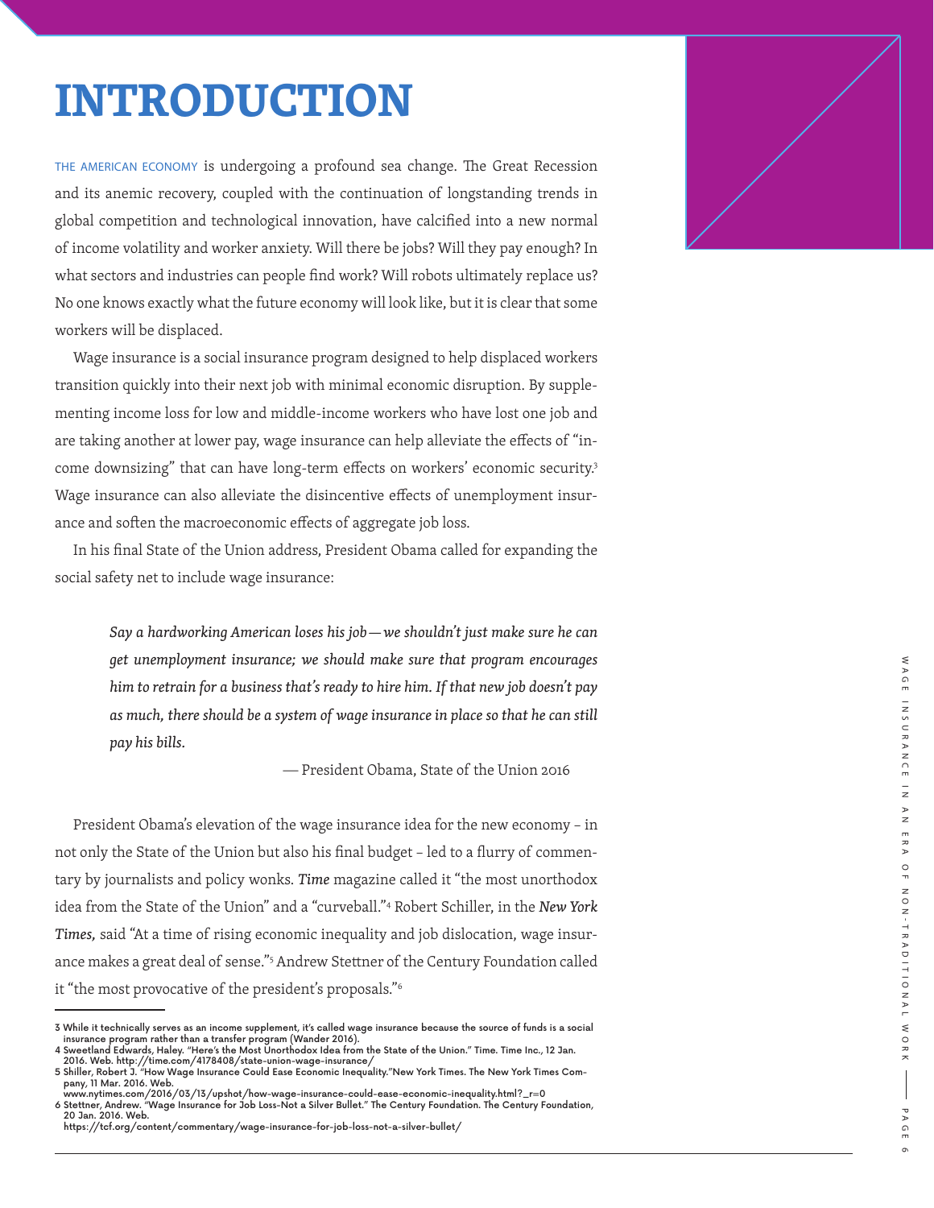# INTRODUCTION

THE AMERICAN ECONOMY is undergoing a profound sea change. The Great Recession and its anemic recovery, coupled with the continuation of longstanding trends in global competition and technological innovation, have calcified into a new normal of income volatility and worker anxiety. Will there be jobs? Will they pay enough? In what sectors and industries can people find work? Will robots ultimately replace us? No one knows exactly what the future economy will look like, but it is clear that some workers will be displaced.

Wage insurance is a social insurance program designed to help displaced workers transition quickly into their next job with minimal economic disruption. By supplementing income loss for low and middle-income workers who have lost one job and are taking another at lower pay, wage insurance can help alleviate the effects of "income downsizing" that can have long-term effects on workers' economic security.[3] Wage insurance can also alleviate the disincentive effects of unemployment insurance and soften the macroeconomic effects of aggregate job loss.

In his final State of the Union address, President Obama called for expanding the social safety net to include wage insurance:

> *Say a hardworking American loses his job—we shouldn't just make sure he can get unemployment insurance; we should make sure that program encourages him to retrain for a business that's ready to hire him. If that new job doesn't pay as much, there should be a system of wage insurance in place so that he can still pay his bills.*
>
> — President Obama, State of the Union 2016

President Obama's elevation of the wage insurance idea for the new economy – in not only the State of the Union but also his final budget – led to a flurry of commentary by journalists and policy wonks. *Time* magazine called it "the most unorthodox idea from the State of the Union" and a "curveball."[4] Robert Schiller, in the *New York Times,* said "At a time of rising economic inequality and job dislocation, wage insurance makes a great deal of sense."[5] Andrew Stettner of the Century Foundation called it "the most provocative of the president's proposals."[6]

---

3 While it technically serves as an income supplement, it's called wage insurance because the source of funds is a social insurance program rather than a transfer program (Wander 2016).

4 Sweetland Edwards, Haley. "Here's the Most Unorthodox Idea from the State of the Union." Time. Time Inc., 12 Jan. 2016. Web. http://time.com/4178408/state-union-wage-insurance/

5 Shiller, Robert J. "How Wage Insurance Could Ease Economic Inequality."New York Times. The New York Times Company, 11 Mar. 2016. Web. www.nytimes.com/2016/03/13/upshot/how-wage-insurance-could-ease-economic-inequality.html?_r=0

6 Stettner, Andrew. "Wage Insurance for Job Loss-Not a Silver Bullet." The Century Foundation. The Century Foundation, 20 Jan. 2016. Web. https://tcf.org/content/commentary/wage-insurance-for-job-loss-not-a-silver-bullet/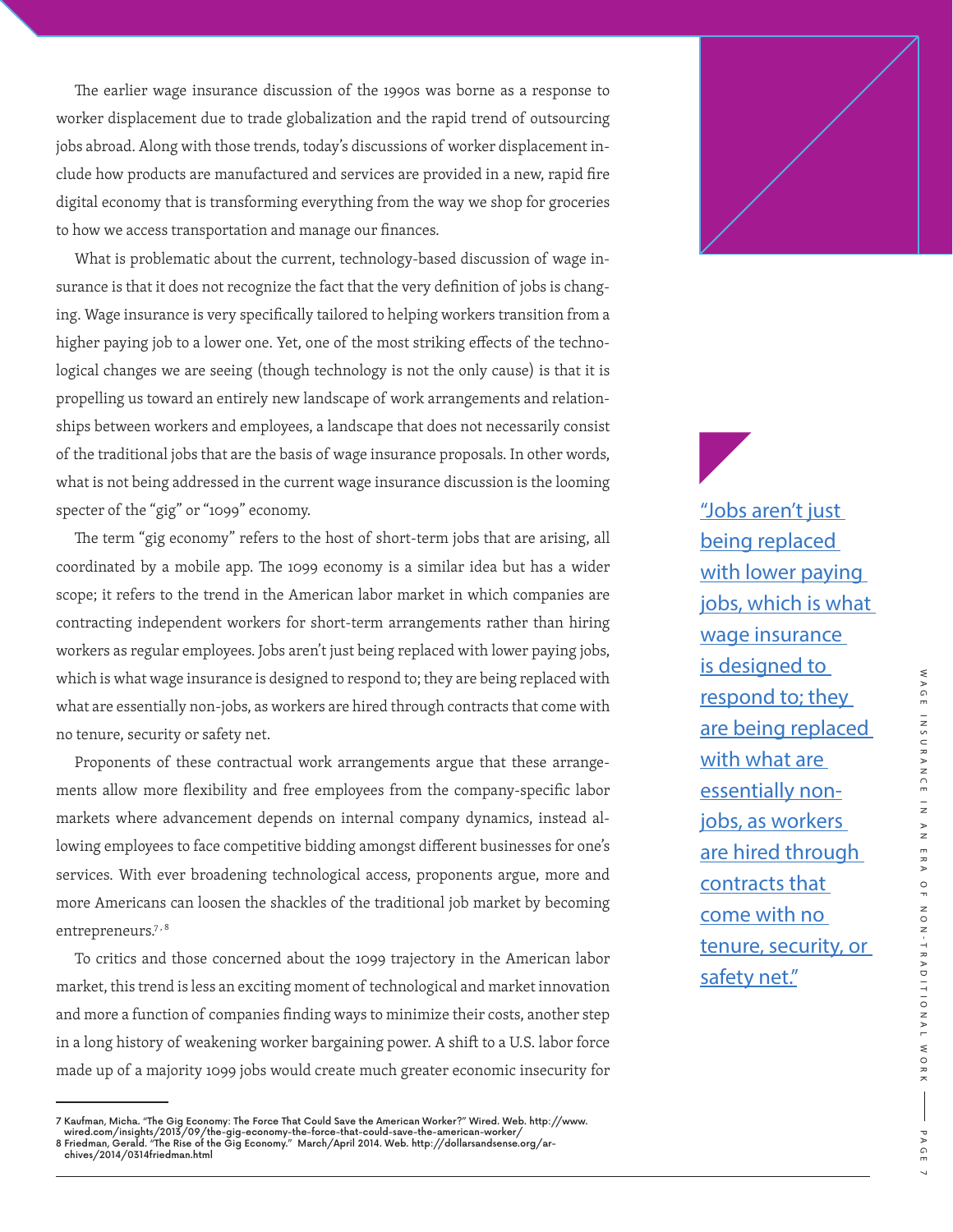The earlier wage insurance discussion of the 1990s was borne as a response to worker displacement due to trade globalization and the rapid trend of outsourcing jobs abroad. Along with those trends, today's discussions of worker displacement include how products are manufactured and services are provided in a new, rapid fire digital economy that is transforming everything from the way we shop for groceries to how we access transportation and manage our finances.

What is problematic about the current, technology-based discussion of wage insurance is that it does not recognize the fact that the very definition of jobs is changing. Wage insurance is very specifically tailored to helping workers transition from a higher paying job to a lower one. Yet, one of the most striking effects of the technological changes we are seeing (though technology is not the only cause) is that it is propelling us toward an entirely new landscape of work arrangements and relationships between workers and employees, a landscape that does not necessarily consist of the traditional jobs that are the basis of wage insurance proposals. In other words, what is not being addressed in the current wage insurance discussion is the looming specter of the "gig" or "1099" economy.

The term "gig economy" refers to the host of short-term jobs that are arising, all coordinated by a mobile app. The 1099 economy is a similar idea but has a wider scope; it refers to the trend in the American labor market in which companies are contracting independent workers for short-term arrangements rather than hiring workers as regular employees. Jobs aren't just being replaced with lower paying jobs, which is what wage insurance is designed to respond to; they are being replaced with what are essentially non-jobs, as workers are hired through contracts that come with no tenure, security or safety net.

> "Jobs aren't just being replaced with lower paying jobs, which is what wage insurance is designed to respond to; they are being replaced with what are essentially non-jobs, as workers are hired through contracts that come with no tenure, security, or safety net."

Proponents of these contractual work arrangements argue that these arrangements allow more flexibility and free employees from the company-specific labor markets where advancement depends on internal company dynamics, instead allowing employees to face competitive bidding amongst different businesses for one's services. With ever broadening technological access, proponents argue, more and more Americans can loosen the shackles of the traditional job market by becoming entrepreneurs.[7, 8]

To critics and those concerned about the 1099 trajectory in the American labor market, this trend is less an exciting moment of technological and market innovation and more a function of companies finding ways to minimize their costs, another step in a long history of weakening worker bargaining power. A shift to a U.S. labor force made up of a majority 1099 jobs would create much greater economic insecurity for

---

7 Kaufman, Micha. "The Gig Economy: The Force That Could Save the American Worker?" Wired. Web. http://www.wired.com/insights/2013/09/the-gig-economy-the-force-that-could-save-the-american-worker/

8 Friedman, Gerald. "The Rise of the Gig Economy." March/April 2014. Web. http://dollarsandsense.org/archives/2014/0314friedman.html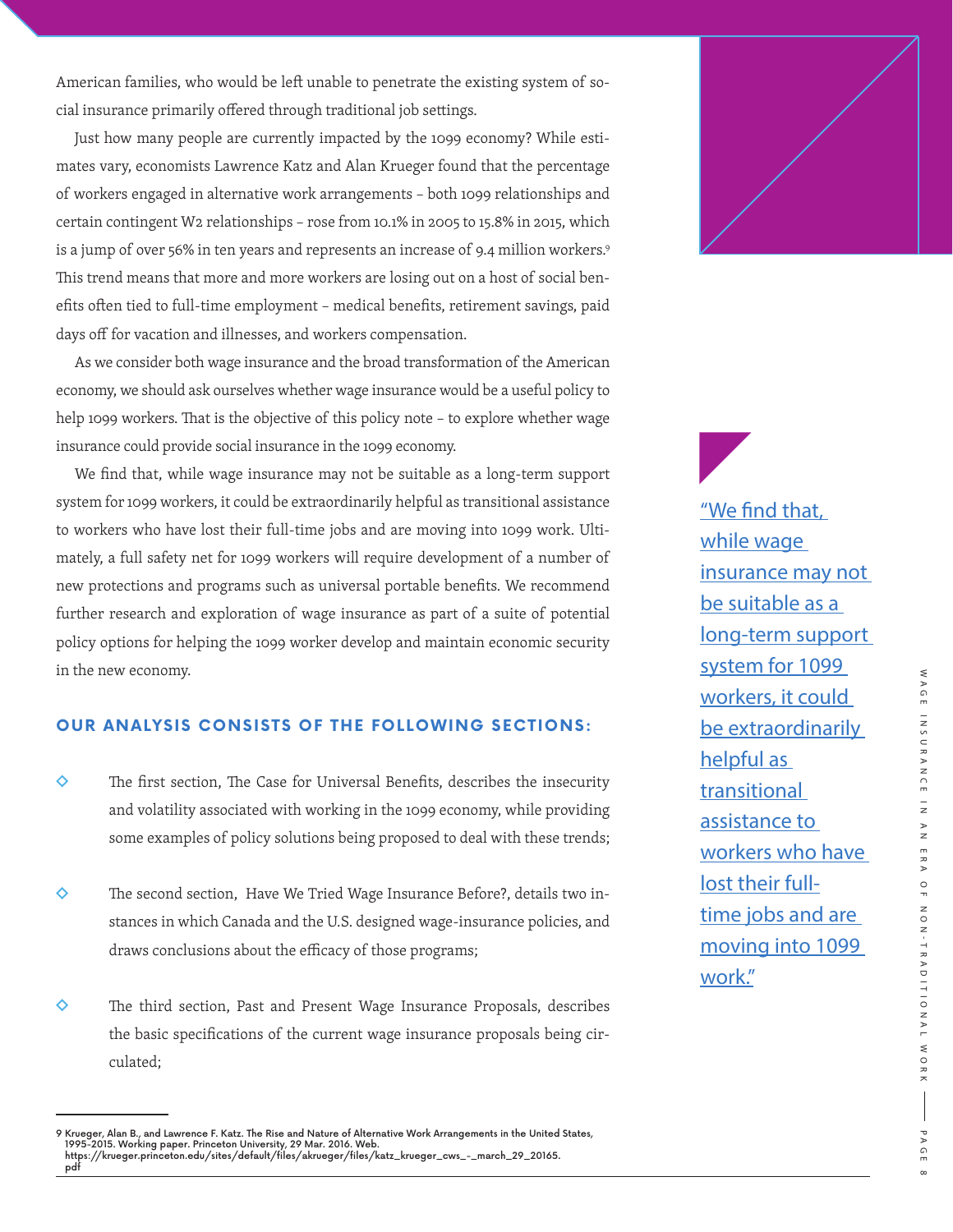American families, who would be left unable to penetrate the existing system of social insurance primarily offered through traditional job settings.

Just how many people are currently impacted by the 1099 economy? While estimates vary, economists Lawrence Katz and Alan Krueger found that the percentage of workers engaged in alternative work arrangements – both 1099 relationships and certain contingent W2 relationships – rose from 10.1% in 2005 to 15.8% in 2015, which is a jump of over 56% in ten years and represents an increase of 9.4 million workers.[9] This trend means that more and more workers are losing out on a host of social benefits often tied to full-time employment – medical benefits, retirement savings, paid days off for vacation and illnesses, and workers compensation.

As we consider both wage insurance and the broad transformation of the American economy, we should ask ourselves whether wage insurance would be a useful policy to help 1099 workers. That is the objective of this policy note – to explore whether wage insurance could provide social insurance in the 1099 economy.

We find that, while wage insurance may not be suitable as a long-term support system for 1099 workers, it could be extraordinarily helpful as transitional assistance to workers who have lost their full-time jobs and are moving into 1099 work. Ultimately, a full safety net for 1099 workers will require development of a number of new protections and programs such as universal portable benefits. We recommend further research and exploration of wage insurance as part of a suite of potential policy options for helping the 1099 worker develop and maintain economic security in the new economy.

> "We find that, while wage insurance may not be suitable as a long-term support system for 1099 workers, it could be extraordinarily helpful as transitional assistance to workers who have lost their full-time jobs and are moving into 1099 work."

### OUR ANALYSIS CONSISTS OF THE FOLLOWING SECTIONS:

- The first section, The Case for Universal Benefits, describes the insecurity and volatility associated with working in the 1099 economy, while providing some examples of policy solutions being proposed to deal with these trends;
- The second section, Have We Tried Wage Insurance Before?, details two instances in which Canada and the U.S. designed wage-insurance policies, and draws conclusions about the efficacy of those programs;
- The third section, Past and Present Wage Insurance Proposals, describes the basic specifications of the current wage insurance proposals being circulated;

---

9 Krueger, Alan B., and Lawrence F. Katz. The Rise and Nature of Alternative Work Arrangements in the United States, 1995-2015. Working paper. Princeton University, 29 Mar. 2016. Web. https://krueger.princeton.edu/sites/default/files/akrueger/files/katz_krueger_cws_-_march_29_20165.pdf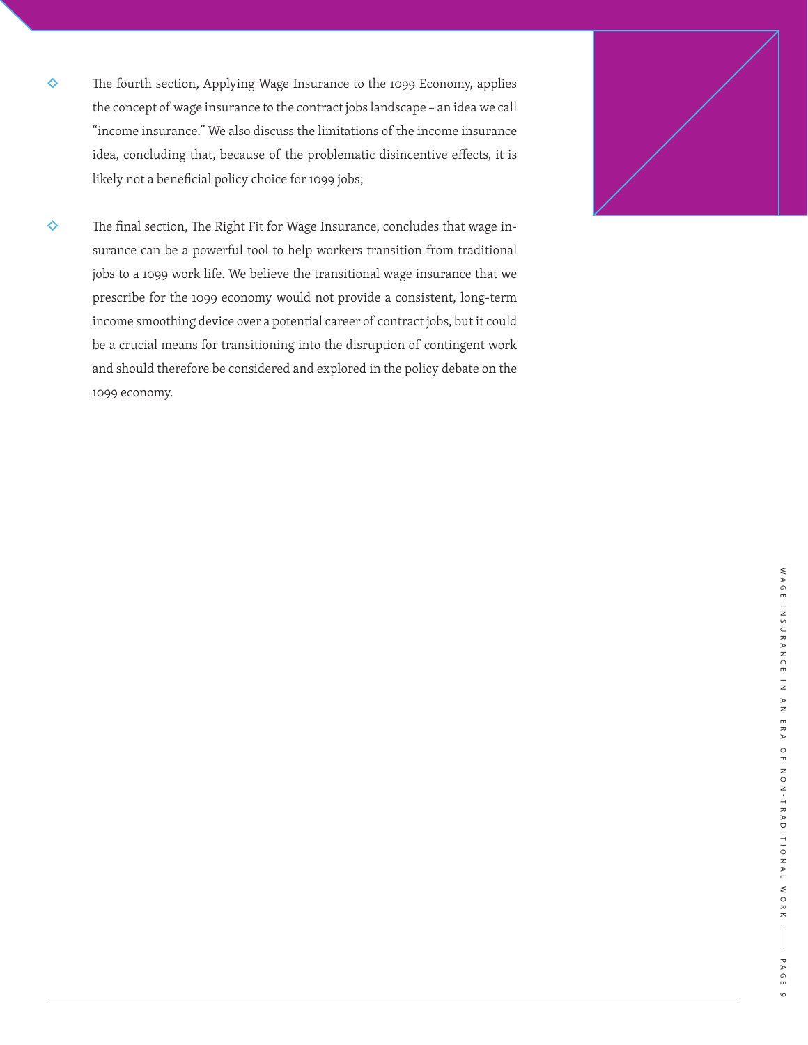- The fourth section, Applying Wage Insurance to the 1099 Economy, applies the concept of wage insurance to the contract jobs landscape – an idea we call "income insurance." We also discuss the limitations of the income insurance idea, concluding that, because of the problematic disincentive effects, it is likely not a beneficial policy choice for 1099 jobs;

- The final section, The Right Fit for Wage Insurance, concludes that wage insurance can be a powerful tool to help workers transition from traditional jobs to a 1099 work life. We believe the transitional wage insurance that we prescribe for the 1099 economy would not provide a consistent, long-term income smoothing device over a potential career of contract jobs, but it could be a crucial means for transitioning into the disruption of contingent work and should therefore be considered and explored in the policy debate on the 1099 economy.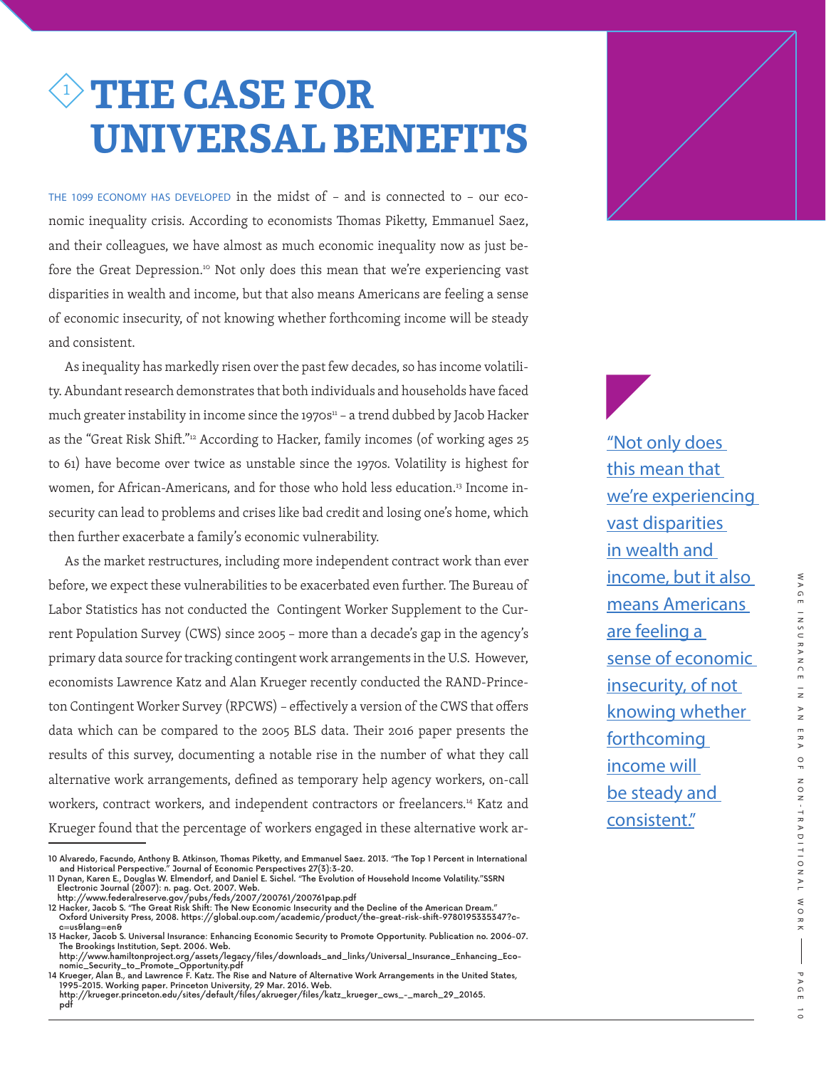# 1 THE CASE FOR UNIVERSAL BENEFITS

THE 1099 ECONOMY HAS DEVELOPED in the midst of – and is connected to – our economic inequality crisis. According to economists Thomas Piketty, Emmanuel Saez, and their colleagues, we have almost as much economic inequality now as just before the Great Depression.[10] Not only does this mean that we're experiencing vast disparities in wealth and income, but that also means Americans are feeling a sense of economic insecurity, of not knowing whether forthcoming income will be steady and consistent.

As inequality has markedly risen over the past few decades, so has income volatility. Abundant research demonstrates that both individuals and households have faced much greater instability in income since the 1970s[11] – a trend dubbed by Jacob Hacker as the "Great Risk Shift."[12] According to Hacker, family incomes (of working ages 25 to 61) have become over twice as unstable since the 1970s. Volatility is highest for women, for African-Americans, and for those who hold less education.[13] Income insecurity can lead to problems and crises like bad credit and losing one's home, which then further exacerbate a family's economic vulnerability.

As the market restructures, including more independent contract work than ever before, we expect these vulnerabilities to be exacerbated even further. The Bureau of Labor Statistics has not conducted the Contingent Worker Supplement to the Current Population Survey (CWS) since 2005 – more than a decade's gap in the agency's primary data source for tracking contingent work arrangements in the U.S. However, economists Lawrence Katz and Alan Krueger recently conducted the RAND-Princeton Contingent Worker Survey (RPCWS) – effectively a version of the CWS that offers data which can be compared to the 2005 BLS data. Their 2016 paper presents the results of this survey, documenting a notable rise in the number of what they call alternative work arrangements, defined as temporary help agency workers, on-call workers, contract workers, and independent contractors or freelancers.[14] Katz and Krueger found that the percentage of workers engaged in these alternative work ar-

> "Not only does this mean that we're experiencing vast disparities in wealth and income, but it also means Americans are feeling a sense of economic insecurity, of not knowing whether forthcoming income will be steady and consistent."

---

10 Alvaredo, Facundo, Anthony B. Atkinson, Thomas Piketty, and Emmanuel Saez. 2013. "The Top 1 Percent in International and Historical Perspective." Journal of Economic Perspectives 27(3):3-20.

11 Dynan, Karen E., Douglas W. Elmendorf, and Daniel E. Sichel. "The Evolution of Household Income Volatility."SSRN Electronic Journal (2007): n. pag. Oct. 2007. Web. http://www.federalreserve.gov/pubs/feds/2007/200761/200761pap.pdf

12 Hacker, Jacob S. "The Great Risk Shift: The New Economic Insecurity and the Decline of the American Dream." Oxford University Press, 2008. https://global.oup.com/academic/product/the-great-risk-shift-9780195335347?cc=us&lang=en&

13 Hacker, Jacob S. Universal Insurance: Enhancing Economic Security to Promote Opportunity. Publication no. 2006-07. The Brookings Institution, Sept. 2006. Web. http://www.hamiltonproject.org/assets/legacy/files/downloads_and_links/Universal_Insurance_Enhancing_Economic_Security_to_Promote_Opportunity.pdf

14 Krueger, Alan B., and Lawrence F. Katz. The Rise and Nature of Alternative Work Arrangements in the United States, 1995-2015. Working paper. Princeton University, 29 Mar. 2016. Web. http://krueger.princeton.edu/sites/default/files/akrueger/files/katz_krueger_cws_-_march_29_20165.pdf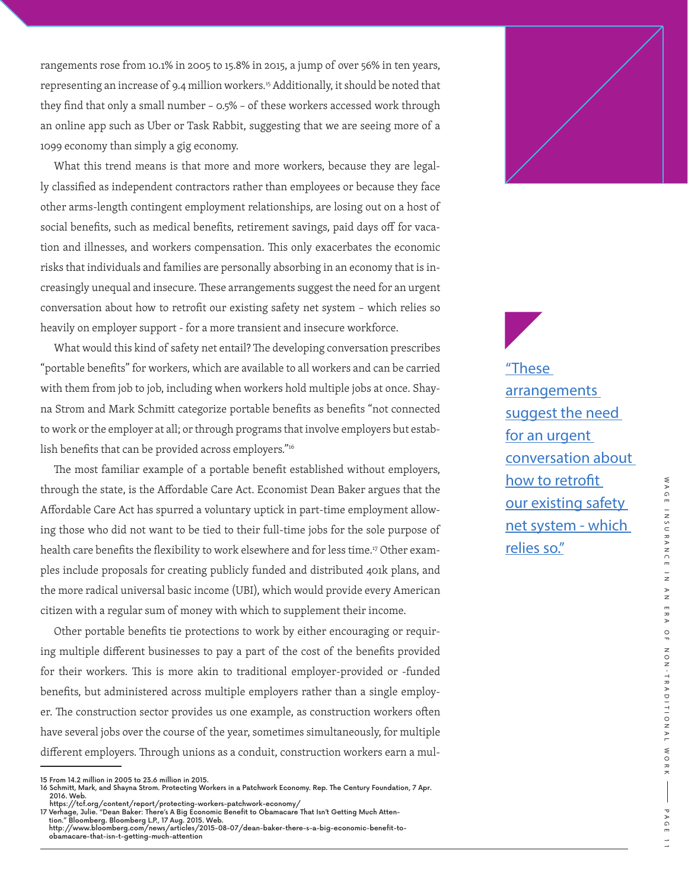rangements rose from 10.1% in 2005 to 15.8% in 2015, a jump of over 56% in ten years, representing an increase of 9.4 million workers.[15] Additionally, it should be noted that they find that only a small number – 0.5% – of these workers accessed work through an online app such as Uber or Task Rabbit, suggesting that we are seeing more of a 1099 economy than simply a gig economy.

What this trend means is that more and more workers, because they are legally classified as independent contractors rather than employees or because they face other arms-length contingent employment relationships, are losing out on a host of social benefits, such as medical benefits, retirement savings, paid days off for vacation and illnesses, and workers compensation. This only exacerbates the economic risks that individuals and families are personally absorbing in an economy that is increasingly unequal and insecure. These arrangements suggest the need for an urgent conversation about how to retrofit our existing safety net system – which relies so heavily on employer support - for a more transient and insecure workforce.

> "These arrangements suggest the need for an urgent conversation about how to retrofit our existing safety net system - which relies so."

What would this kind of safety net entail? The developing conversation prescribes "portable benefits" for workers, which are available to all workers and can be carried with them from job to job, including when workers hold multiple jobs at once. Shayna Strom and Mark Schmitt categorize portable benefits as benefits "not connected to work or the employer at all; or through programs that involve employers but establish benefits that can be provided across employers."[16]

The most familiar example of a portable benefit established without employers, through the state, is the Affordable Care Act. Economist Dean Baker argues that the Affordable Care Act has spurred a voluntary uptick in part-time employment allowing those who did not want to be tied to their full-time jobs for the sole purpose of health care benefits the flexibility to work elsewhere and for less time.[17] Other examples include proposals for creating publicly funded and distributed 401k plans, and the more radical universal basic income (UBI), which would provide every American citizen with a regular sum of money with which to supplement their income.

Other portable benefits tie protections to work by either encouraging or requiring multiple different businesses to pay a part of the cost of the benefits provided for their workers. This is more akin to traditional employer-provided or -funded benefits, but administered across multiple employers rather than a single employer. The construction sector provides us one example, as construction workers often have several jobs over the course of the year, sometimes simultaneously, for multiple different employers. Through unions as a conduit, construction workers earn a mul-

---

15 From 14.2 million in 2005 to 23.6 million in 2015.

16 Schmitt, Mark, and Shayna Strom. Protecting Workers in a Patchwork Economy. Rep. The Century Foundation, 7 Apr. 2016. Web. https://tcf.org/content/report/protecting-workers-patchwork-economy/

17 Verhage, Julie. "Dean Baker: There's A Big Economic Benefit to Obamacare That Isn't Getting Much Attention." Bloomberg. Bloomberg L.P., 17 Aug. 2015. Web. http://www.bloomberg.com/news/articles/2015-08-07/dean-baker-there-s-a-big-economic-benefit-to-obamacare-that-isn-t-getting-much-attention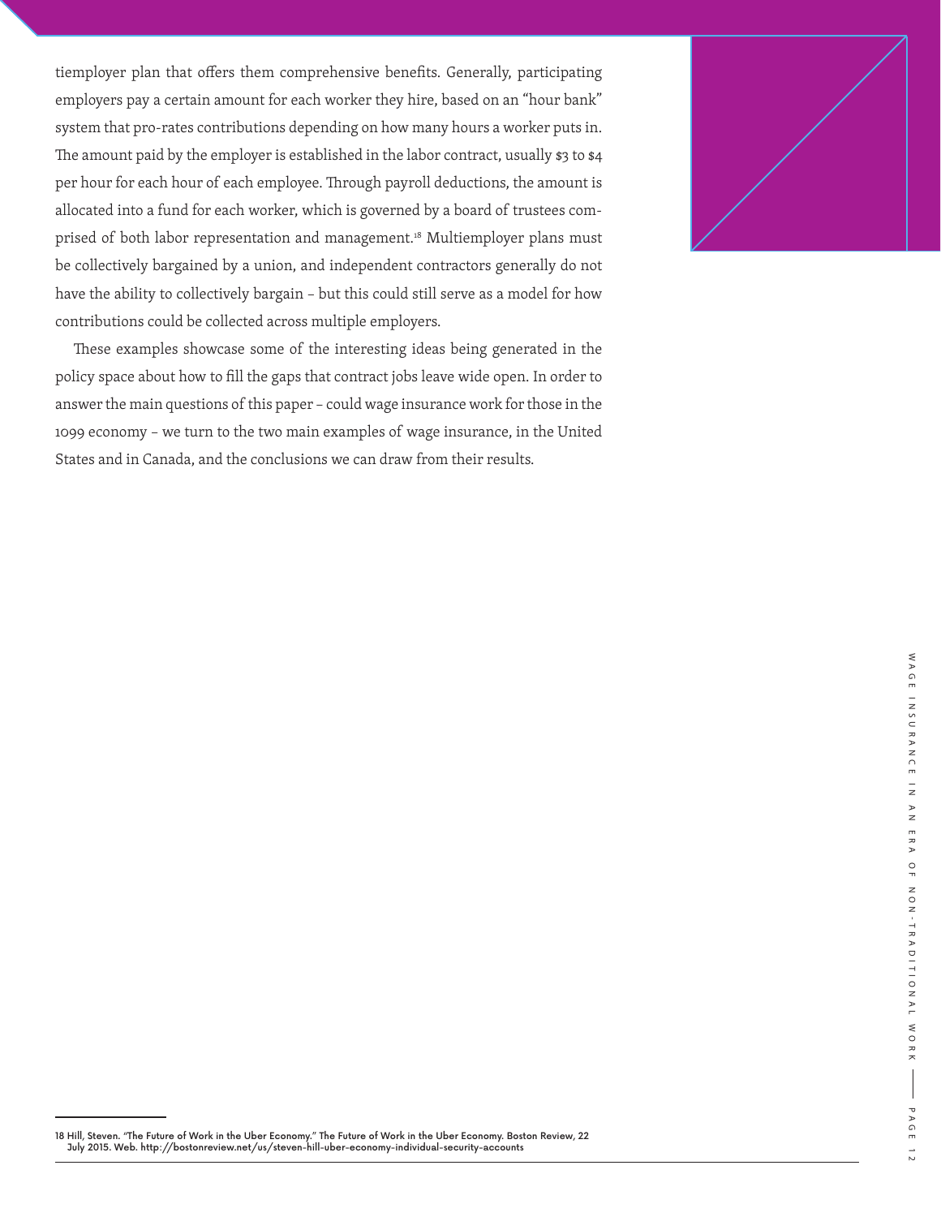tiemployer plan that offers them comprehensive benefits. Generally, participating employers pay a certain amount for each worker they hire, based on an "hour bank" system that pro-rates contributions depending on how many hours a worker puts in. The amount paid by the employer is established in the labor contract, usually $3 to $4 per hour for each hour of each employee. Through payroll deductions, the amount is allocated into a fund for each worker, which is governed by a board of trustees comprised of both labor representation and management.[18] Multiemployer plans must be collectively bargained by a union, and independent contractors generally do not have the ability to collectively bargain – but this could still serve as a model for how contributions could be collected across multiple employers.

These examples showcase some of the interesting ideas being generated in the policy space about how to fill the gaps that contract jobs leave wide open. In order to answer the main questions of this paper – could wage insurance work for those in the 1099 economy – we turn to the two main examples of wage insurance, in the United States and in Canada, and the conclusions we can draw from their results.

---

18 Hill, Steven. "The Future of Work in the Uber Economy." The Future of Work in the Uber Economy. Boston Review, 22 July 2015. Web. http://bostonreview.net/us/steven-hill-uber-economy-individual-security-accounts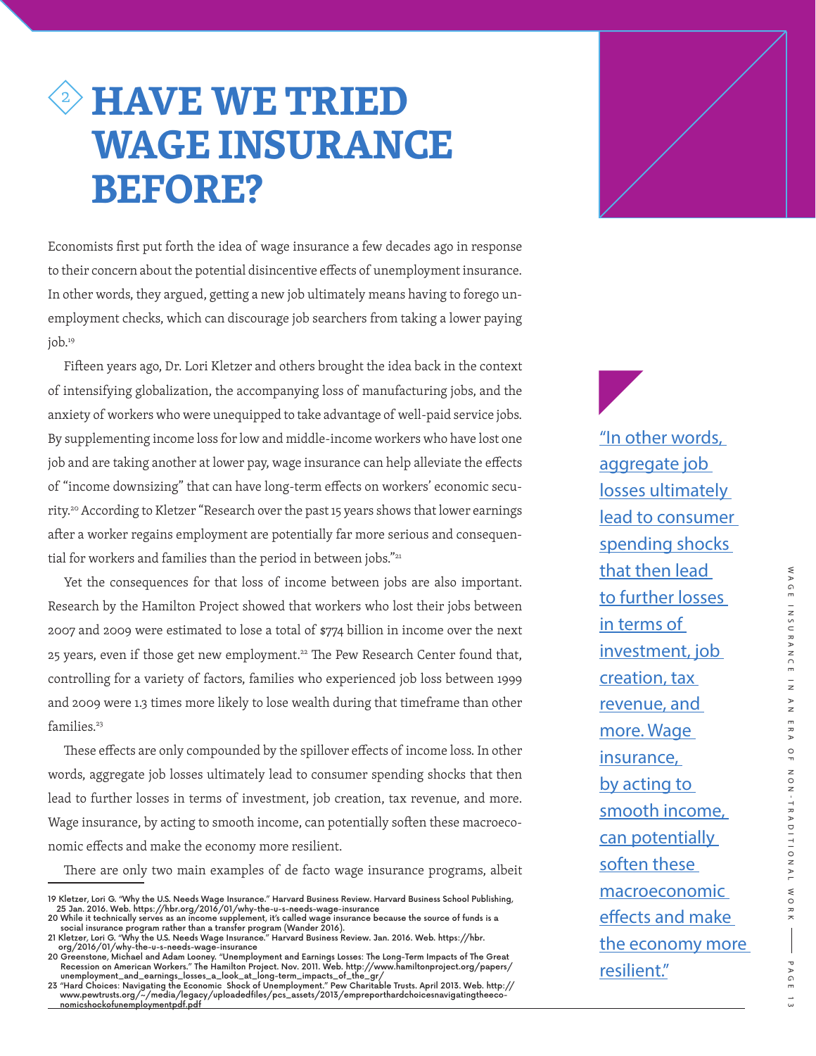# 2 HAVE WE TRIED WAGE INSURANCE BEFORE?

Economists first put forth the idea of wage insurance a few decades ago in response to their concern about the potential disincentive effects of unemployment insurance. In other words, they argued, getting a new job ultimately means having to forego unemployment checks, which can discourage job searchers from taking a lower paying job.[19]

Fifteen years ago, Dr. Lori Kletzer and others brought the idea back in the context of intensifying globalization, the accompanying loss of manufacturing jobs, and the anxiety of workers who were unequipped to take advantage of well-paid service jobs. By supplementing income loss for low and middle-income workers who have lost one job and are taking another at lower pay, wage insurance can help alleviate the effects of "income downsizing" that can have long-term effects on workers' economic security.[20] According to Kletzer "Research over the past 15 years shows that lower earnings after a worker regains employment are potentially far more serious and consequential for workers and families than the period in between jobs."[21]

Yet the consequences for that loss of income between jobs are also important. Research by the Hamilton Project showed that workers who lost their jobs between 2007 and 2009 were estimated to lose a total of $774 billion in income over the next 25 years, even if those get new employment.[22] The Pew Research Center found that, controlling for a variety of factors, families who experienced job loss between 1999 and 2009 were 1.3 times more likely to lose wealth during that timeframe than other families.[23]

These effects are only compounded by the spillover effects of income loss. In other words, aggregate job losses ultimately lead to consumer spending shocks that then lead to further losses in terms of investment, job creation, tax revenue, and more. Wage insurance, by acting to smooth income, can potentially soften these macroeconomic effects and make the economy more resilient.

There are only two main examples of de facto wage insurance programs, albeit

"In other words, aggregate job losses ultimately lead to consumer spending shocks that then lead to further losses in terms of investment, job creation, tax revenue, and more. Wage insurance, by acting to smooth income, can potentially soften these macroeconomic effects and make the economy more resilient."

19 Kletzer, Lori G. "Why the U.S. Needs Wage Insurance." Harvard Business Review. Harvard Business School Publishing, 25 Jan. 2016. Web. https://hbr.org/2016/01/why-the-u-s-needs-wage-insurance

20 While it technically serves as an income supplement, it's called wage insurance because the source of funds is a social insurance program rather than a transfer program (Wander 2016).

21 Kletzer, Lori G. "Why the U.S. Needs Wage Insurance." Harvard Business Review. Jan. 2016. Web. https://hbr.org/2016/01/why-the-u-s-needs-wage-insurance

20 Greenstone, Michael and Adam Looney. "Unemployment and Earnings Losses: The Long-Term Impacts of The Great Recession on American Workers." The Hamilton Project. Nov. 2011. Web. http://www.hamiltonproject.org/papers/unemployment_and_earnings_losses_a_look_at_long-term_impacts_of_the_gr/

23 "Hard Choices: Navigating the Economic Shock of Unemployment." Pew Charitable Trusts. April 2013. Web. http://www.pewtrusts.org/~/media/legacy/uploadedfiles/pcs_assets/2013/empreporthardchoicesnavigatingtheeconomicshockofunemploymentpdf.pdf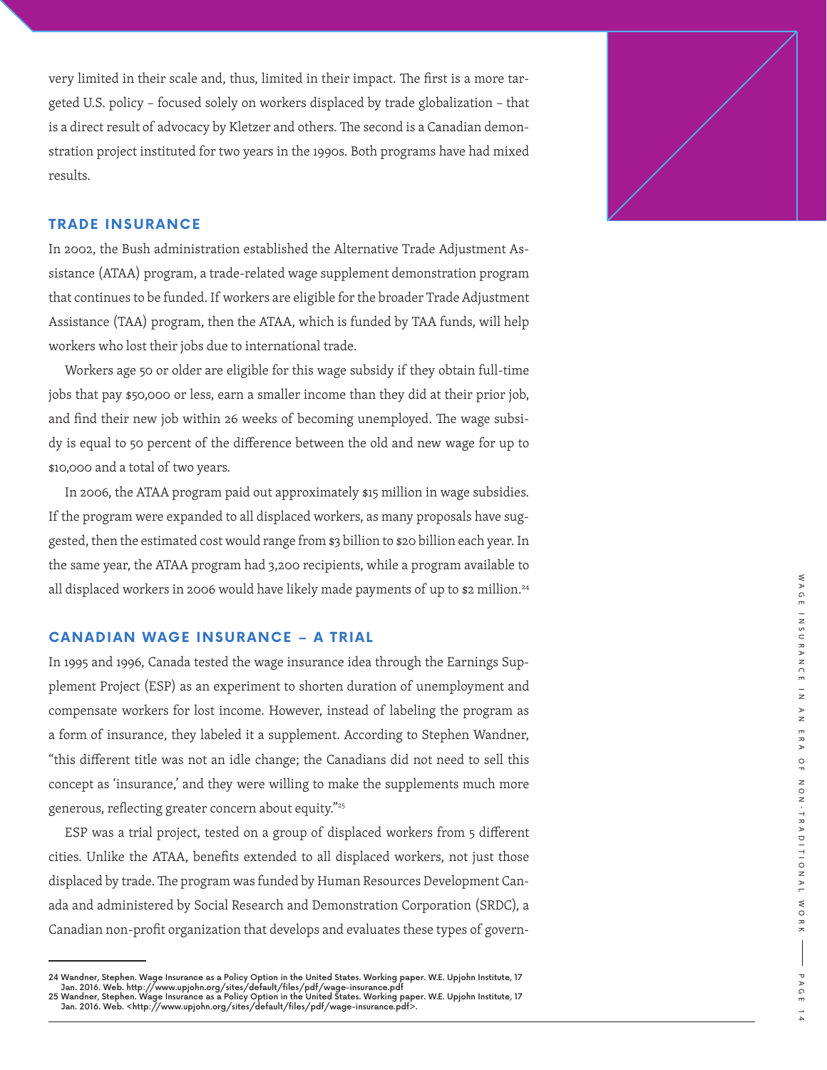very limited in their scale and, thus, limited in their impact. The first is a more targeted U.S. policy – focused solely on workers displaced by trade globalization – that is a direct result of advocacy by Kletzer and others. The second is a Canadian demonstration project instituted for two years in the 1990s. Both programs have had mixed results.

## TRADE INSURANCE

In 2002, the Bush administration established the Alternative Trade Adjustment Assistance (ATAA) program, a trade-related wage supplement demonstration program that continues to be funded. If workers are eligible for the broader Trade Adjustment Assistance (TAA) program, then the ATAA, which is funded by TAA funds, will help workers who lost their jobs due to international trade.

Workers age 50 or older are eligible for this wage subsidy if they obtain full-time jobs that pay $50,000 or less, earn a smaller income than they did at their prior job, and find their new job within 26 weeks of becoming unemployed. The wage subsidy is equal to 50 percent of the difference between the old and new wage for up to $10,000 and a total of two years.

In 2006, the ATAA program paid out approximately $15 million in wage subsidies. If the program were expanded to all displaced workers, as many proposals have suggested, then the estimated cost would range from $3 billion to $20 billion each year. In the same year, the ATAA program had 3,200 recipients, while a program available to all displaced workers in 2006 would have likely made payments of up to $2 million.[24]

## CANADIAN WAGE INSURANCE – A TRIAL

In 1995 and 1996, Canada tested the wage insurance idea through the Earnings Supplement Project (ESP) as an experiment to shorten duration of unemployment and compensate workers for lost income. However, instead of labeling the program as a form of insurance, they labeled it a supplement. According to Stephen Wandner, "this different title was not an idle change; the Canadians did not need to sell this concept as 'insurance,' and they were willing to make the supplements much more generous, reflecting greater concern about equity."[25]

ESP was a trial project, tested on a group of displaced workers from 5 different cities. Unlike the ATAA, benefits extended to all displaced workers, not just those displaced by trade. The program was funded by Human Resources Development Canada and administered by Social Research and Demonstration Corporation (SRDC), a Canadian non-profit organization that develops and evaluates these types of govern-

---

24 Wandner, Stephen. Wage Insurance as a Policy Option in the United States. Working paper. W.E. Upjohn Institute, 17 Jan. 2016. Web. http://www.upjohn.org/sites/default/files/pdf/wage-insurance.pdf

25 Wandner, Stephen. Wage Insurance as a Policy Option in the United States. Working paper. W.E. Upjohn Institute, 17 Jan. 2016. Web. <http://www.upjohn.org/sites/default/files/pdf/wage-insurance.pdf>.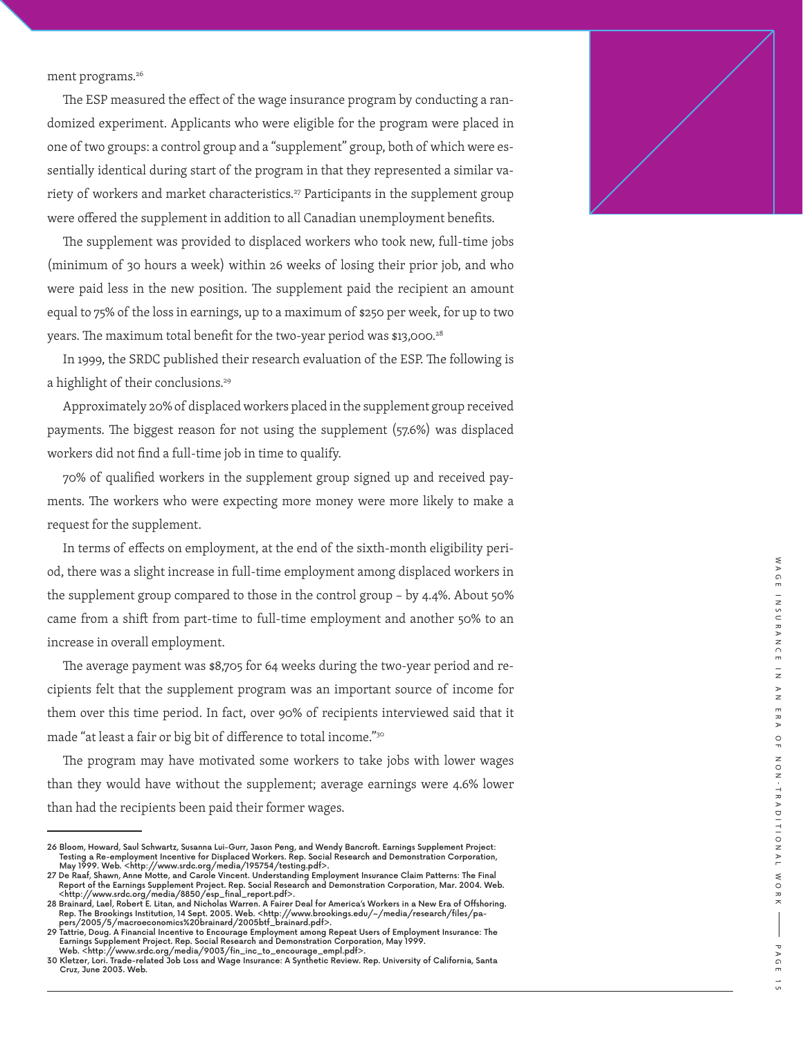ment programs.[26]

The ESP measured the effect of the wage insurance program by conducting a randomized experiment. Applicants who were eligible for the program were placed in one of two groups: a control group and a "supplement" group, both of which were essentially identical during start of the program in that they represented a similar variety of workers and market characteristics.[27] Participants in the supplement group were offered the supplement in addition to all Canadian unemployment benefits.

The supplement was provided to displaced workers who took new, full-time jobs (minimum of 30 hours a week) within 26 weeks of losing their prior job, and who were paid less in the new position. The supplement paid the recipient an amount equal to 75% of the loss in earnings, up to a maximum of $250 per week, for up to two years. The maximum total benefit for the two-year period was $13,000.[28]

In 1999, the SRDC published their research evaluation of the ESP. The following is a highlight of their conclusions.[29]

Approximately 20% of displaced workers placed in the supplement group received payments. The biggest reason for not using the supplement (57.6%) was displaced workers did not find a full-time job in time to qualify.

70% of qualified workers in the supplement group signed up and received payments. The workers who were expecting more money were more likely to make a request for the supplement.

In terms of effects on employment, at the end of the sixth-month eligibility period, there was a slight increase in full-time employment among displaced workers in the supplement group compared to those in the control group – by 4.4%. About 50% came from a shift from part-time to full-time employment and another 50% to an increase in overall employment.

The average payment was $8,705 for 64 weeks during the two-year period and recipients felt that the supplement program was an important source of income for them over this time period. In fact, over 90% of recipients interviewed said that it made "at least a fair or big bit of difference to total income."[30]

The program may have motivated some workers to take jobs with lower wages than they would have without the supplement; average earnings were 4.6% lower than had the recipients been paid their former wages.

---

26 Bloom, Howard, Saul Schwartz, Susanna Lui-Gurr, Jason Peng, and Wendy Bancroft. Earnings Supplement Project: Testing a Re-employment Incentive for Displaced Workers. Rep. Social Research and Demonstration Corporation, May 1999. Web. <http://www.srdc.org/media/195754/testing.pdf>.

27 De Raaf, Shawn, Anne Motte, and Carole Vincent. Understanding Employment Insurance Claim Patterns: The Final Report of the Earnings Supplement Project. Rep. Social Research and Demonstration Corporation, Mar. 2004. Web. <http://www.srdc.org/media/8850/esp_final_report.pdf>.

28 Brainard, Lael, Robert E. Litan, and Nicholas Warren. A Fairer Deal for America's Workers in a New Era of Offshoring. Rep. The Brookings Institution, 14 Sept. 2005. Web. <http://www.brookings.edu/~/media/research/files/papers/2005/5/macroeconomics%20brainard/2005btf_brainard.pdf>.

29 Tattrie, Doug. A Financial Incentive to Encourage Employment among Repeat Users of Employment Insurance: The Earnings Supplement Project. Rep. Social Research and Demonstration Corporation, May 1999. Web. <http://www.srdc.org/media/9003/fin_inc_to_encourage_empl.pdf>.

30 Kletzer, Lori. Trade-related Job Loss and Wage Insurance: A Synthetic Review. Rep. University of California, Santa Cruz, June 2003. Web.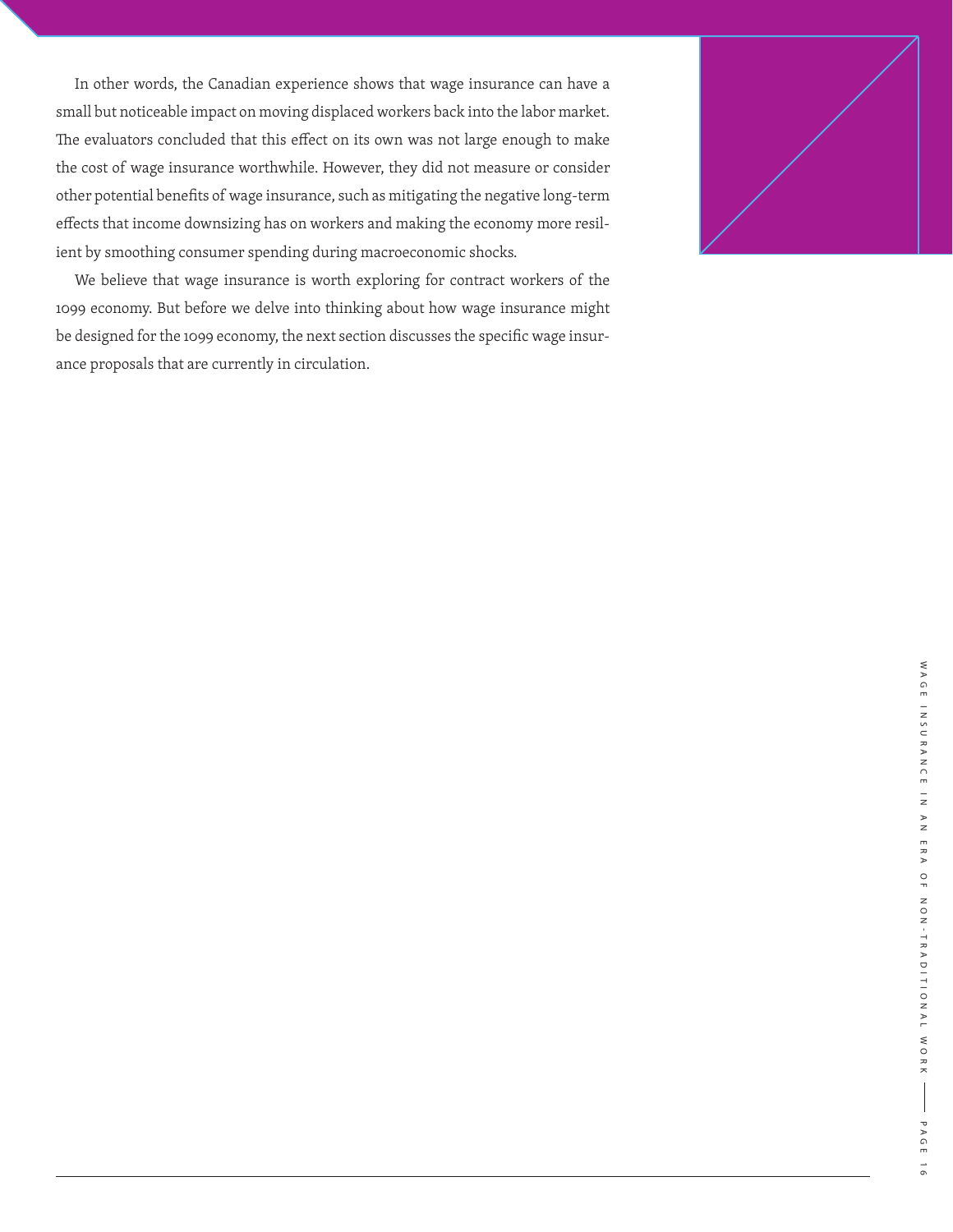In other words, the Canadian experience shows that wage insurance can have a small but noticeable impact on moving displaced workers back into the labor market. The evaluators concluded that this effect on its own was not large enough to make the cost of wage insurance worthwhile. However, they did not measure or consider other potential benefits of wage insurance, such as mitigating the negative long-term effects that income downsizing has on workers and making the economy more resilient by smoothing consumer spending during macroeconomic shocks.

We believe that wage insurance is worth exploring for contract workers of the 1099 economy. But before we delve into thinking about how wage insurance might be designed for the 1099 economy, the next section discusses the specific wage insurance proposals that are currently in circulation.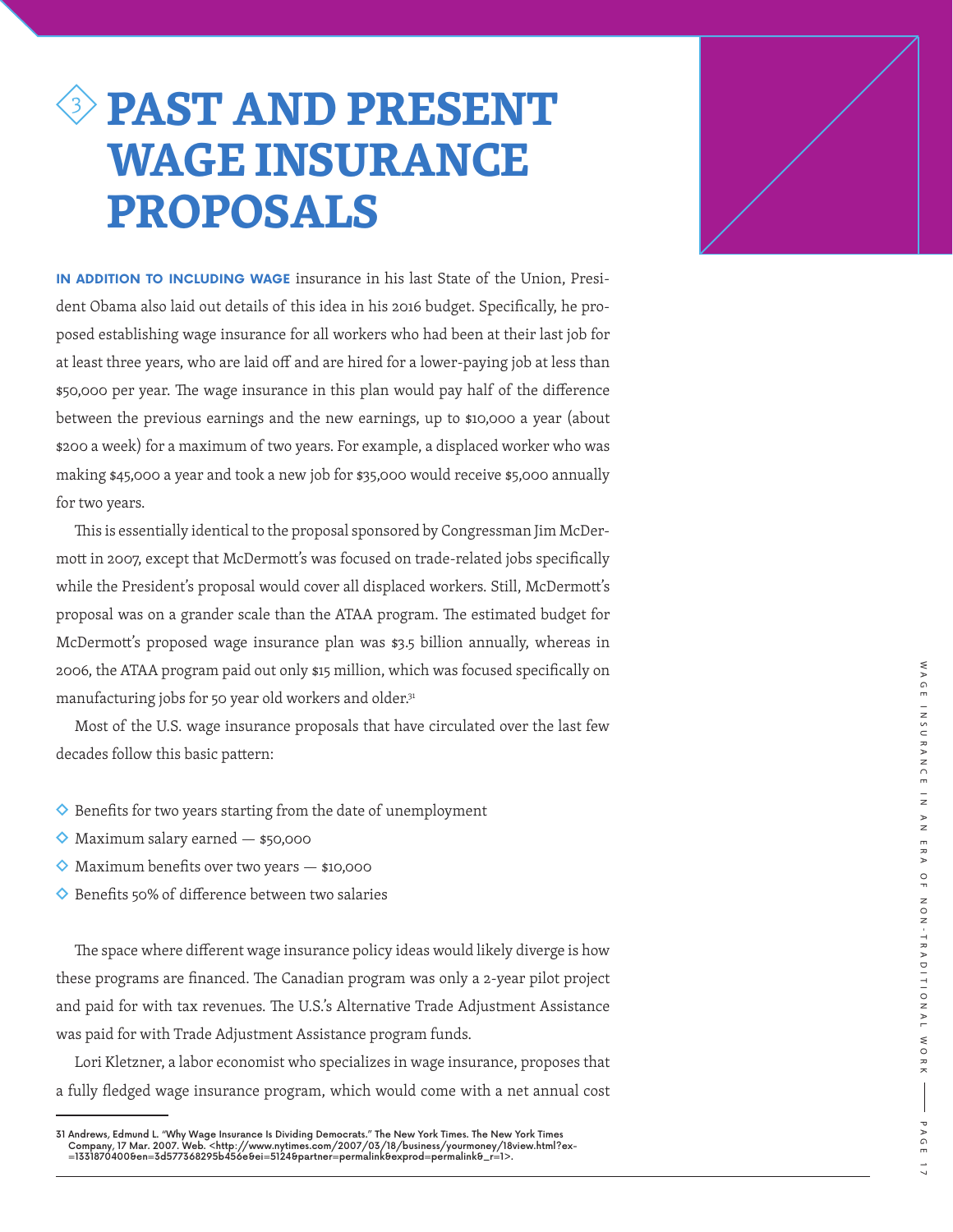# 3 PAST AND PRESENT WAGE INSURANCE PROPOSALS

**IN ADDITION TO INCLUDING WAGE** insurance in his last State of the Union, President Obama also laid out details of this idea in his 2016 budget. Specifically, he proposed establishing wage insurance for all workers who had been at their last job for at least three years, who are laid off and are hired for a lower-paying job at less than $50,000 per year. The wage insurance in this plan would pay half of the difference between the previous earnings and the new earnings, up to $10,000 a year (about $200 a week) for a maximum of two years. For example, a displaced worker who was making $45,000 a year and took a new job for $35,000 would receive $5,000 annually for two years.

This is essentially identical to the proposal sponsored by Congressman Jim McDermott in 2007, except that McDermott's was focused on trade-related jobs specifically while the President's proposal would cover all displaced workers. Still, McDermott's proposal was on a grander scale than the ATAA program. The estimated budget for McDermott's proposed wage insurance plan was $3.5 billion annually, whereas in 2006, the ATAA program paid out only $15 million, which was focused specifically on manufacturing jobs for 50 year old workers and older.[31]

Most of the U.S. wage insurance proposals that have circulated over the last few decades follow this basic pattern:

- Benefits for two years starting from the date of unemployment
- Maximum salary earned — $50,000
- Maximum benefits over two years — $10,000
- Benefits 50% of difference between two salaries

The space where different wage insurance policy ideas would likely diverge is how these programs are financed. The Canadian program was only a 2-year pilot project and paid for with tax revenues. The U.S.'s Alternative Trade Adjustment Assistance was paid for with Trade Adjustment Assistance program funds.

Lori Kletzner, a labor economist who specializes in wage insurance, proposes that a fully fledged wage insurance program, which would come with a net annual cost

---

31 Andrews, Edmund L. "Why Wage Insurance Is Dividing Democrats." The New York Times. The New York Times Company, 17 Mar. 2007. Web. <http://www.nytimes.com/2007/03/18/business/yourmoney/18view.html?ex=1331870400&en=3d577368295b456e&ei=5124&partner=permalink&exprod=permalink&_r=1>.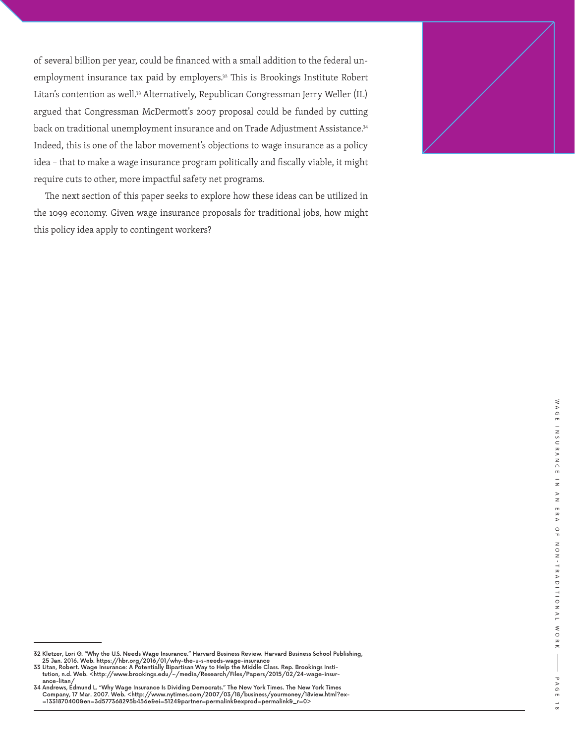of several billion per year, could be financed with a small addition to the federal unemployment insurance tax paid by employers.[32] This is Brookings Institute Robert Litan's contention as well.[33] Alternatively, Republican Congressman Jerry Weller (IL) argued that Congressman McDermott's 2007 proposal could be funded by cutting back on traditional unemployment insurance and on Trade Adjustment Assistance.[34] Indeed, this is one of the labor movement's objections to wage insurance as a policy idea – that to make a wage insurance program politically and fiscally viable, it might require cuts to other, more impactful safety net programs.

The next section of this paper seeks to explore how these ideas can be utilized in the 1099 economy. Given wage insurance proposals for traditional jobs, how might this policy idea apply to contingent workers?

---

32 Kletzer, Lori G. "Why the U.S. Needs Wage Insurance." Harvard Business Review. Harvard Business School Publishing, 25 Jan. 2016. Web. https://hbr.org/2016/01/why-the-u-s-needs-wage-insurance

33 Litan, Robert. Wage Insurance: A Potentially Bipartisan Way to Help the Middle Class. Rep. Brookings Institution, n.d. Web. <http://www.brookings.edu/~/media/Research/Files/Papers/2015/02/24-wage-insurance-litan/

34 Andrews, Edmund L. "Why Wage Insurance Is Dividing Democrats." The New York Times. The New York Times Company, 17 Mar. 2007. Web. <http://www.nytimes.com/2007/03/18/business/yourmoney/18view.html?ex=1331870400&en=3d577368295b456e&ei=5124&partner=permalink&exprod=permalink&_r=0>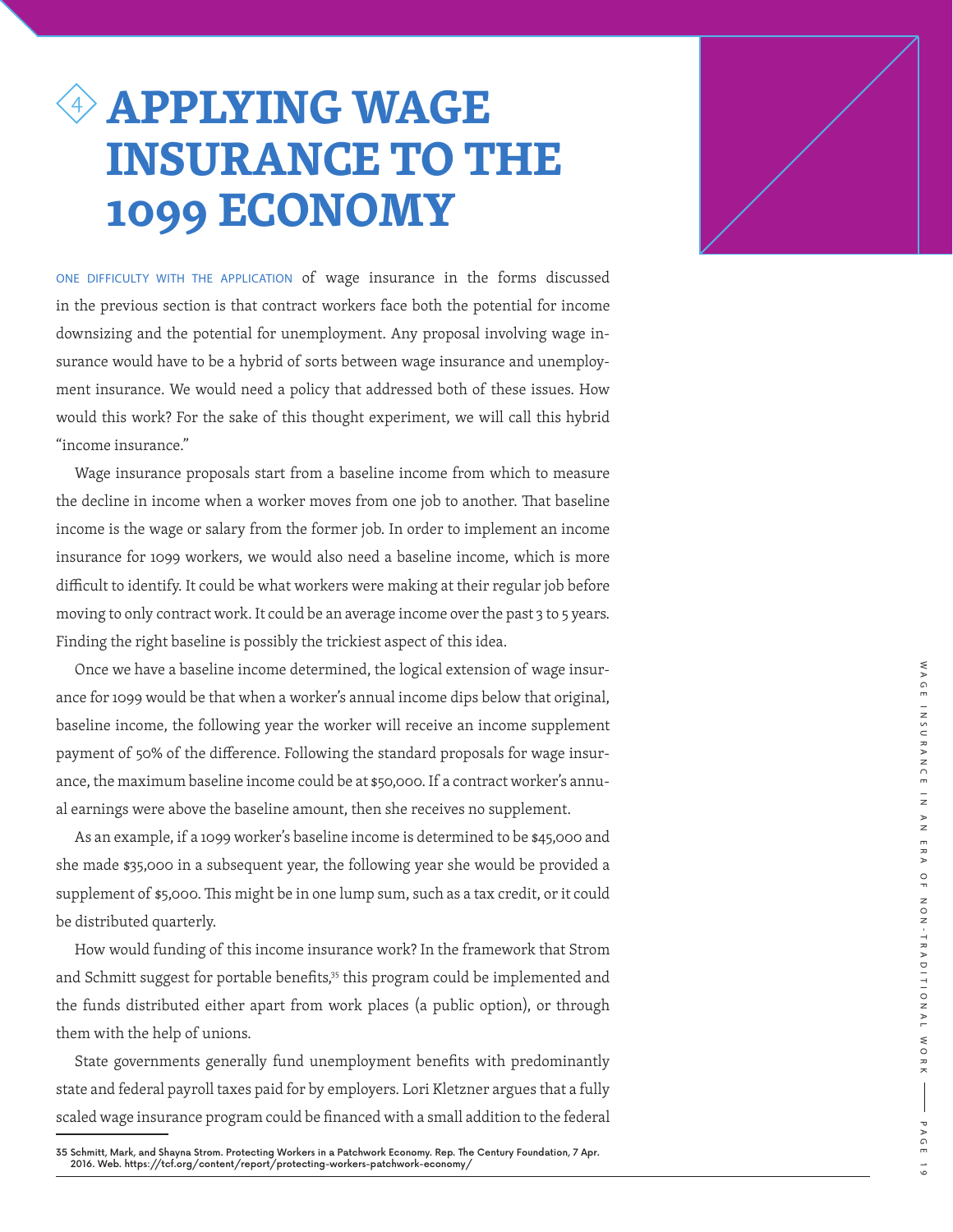# 4 APPLYING WAGE INSURANCE TO THE 1099 ECONOMY

ONE DIFFICULTY WITH THE APPLICATION of wage insurance in the forms discussed in the previous section is that contract workers face both the potential for income downsizing and the potential for unemployment. Any proposal involving wage insurance would have to be a hybrid of sorts between wage insurance and unemployment insurance. We would need a policy that addressed both of these issues. How would this work? For the sake of this thought experiment, we will call this hybrid "income insurance."

Wage insurance proposals start from a baseline income from which to measure the decline in income when a worker moves from one job to another. That baseline income is the wage or salary from the former job. In order to implement an income insurance for 1099 workers, we would also need a baseline income, which is more difficult to identify. It could be what workers were making at their regular job before moving to only contract work. It could be an average income over the past 3 to 5 years. Finding the right baseline is possibly the trickiest aspect of this idea.

Once we have a baseline income determined, the logical extension of wage insurance for 1099 would be that when a worker's annual income dips below that original, baseline income, the following year the worker will receive an income supplement payment of 50% of the difference. Following the standard proposals for wage insurance, the maximum baseline income could be at $50,000. If a contract worker's annual earnings were above the baseline amount, then she receives no supplement.

As an example, if a 1099 worker's baseline income is determined to be $45,000 and she made $35,000 in a subsequent year, the following year she would be provided a supplement of $5,000. This might be in one lump sum, such as a tax credit, or it could be distributed quarterly.

How would funding of this income insurance work? In the framework that Strom and Schmitt suggest for portable benefits,[35] this program could be implemented and the funds distributed either apart from work places (a public option), or through them with the help of unions.

State governments generally fund unemployment benefits with predominantly state and federal payroll taxes paid for by employers. Lori Kletzner argues that a fully scaled wage insurance program could be financed with a small addition to the federal

35 Schmitt, Mark, and Shayna Strom. Protecting Workers in a Patchwork Economy. Rep. The Century Foundation, 7 Apr. 2016. Web. https://tcf.org/content/report/protecting-workers-patchwork-economy/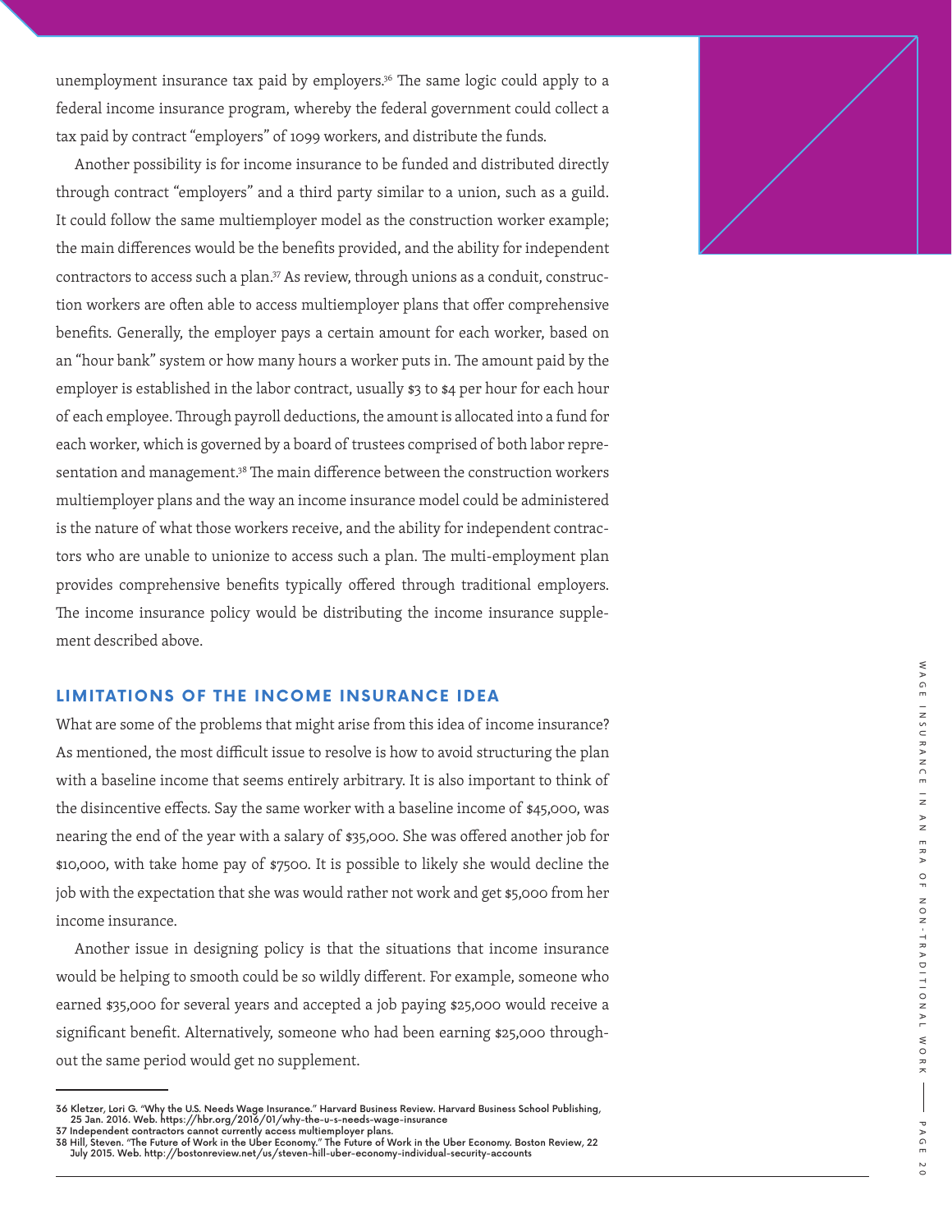unemployment insurance tax paid by employers.[36] The same logic could apply to a federal income insurance program, whereby the federal government could collect a tax paid by contract "employers" of 1099 workers, and distribute the funds.

Another possibility is for income insurance to be funded and distributed directly through contract "employers" and a third party similar to a union, such as a guild. It could follow the same multiemployer model as the construction worker example; the main differences would be the benefits provided, and the ability for independent contractors to access such a plan.[37] As review, through unions as a conduit, construction workers are often able to access multiemployer plans that offer comprehensive benefits. Generally, the employer pays a certain amount for each worker, based on an "hour bank" system or how many hours a worker puts in. The amount paid by the employer is established in the labor contract, usually $3 to $4 per hour for each hour of each employee. Through payroll deductions, the amount is allocated into a fund for each worker, which is governed by a board of trustees comprised of both labor representation and management.[38] The main difference between the construction workers multiemployer plans and the way an income insurance model could be administered is the nature of what those workers receive, and the ability for independent contractors who are unable to unionize to access such a plan. The multi-employment plan provides comprehensive benefits typically offered through traditional employers. The income insurance policy would be distributing the income insurance supplement described above.

## LIMITATIONS OF THE INCOME INSURANCE IDEA

What are some of the problems that might arise from this idea of income insurance? As mentioned, the most difficult issue to resolve is how to avoid structuring the plan with a baseline income that seems entirely arbitrary. It is also important to think of the disincentive effects. Say the same worker with a baseline income of $45,000, was nearing the end of the year with a salary of $35,000. She was offered another job for $10,000, with take home pay of $7500. It is possible to likely she would decline the job with the expectation that she was would rather not work and get $5,000 from her income insurance.

Another issue in designing policy is that the situations that income insurance would be helping to smooth could be so wildly different. For example, someone who earned $35,000 for several years and accepted a job paying $25,000 would receive a significant benefit. Alternatively, someone who had been earning $25,000 throughout the same period would get no supplement.

---

36 Kletzer, Lori G. "Why the U.S. Needs Wage Insurance." Harvard Business Review. Harvard Business School Publishing, 25 Jan. 2016. Web. https://hbr.org/2016/01/why-the-u-s-needs-wage-insurance

37 Independent contractors cannot currently access multiemployer plans.

38 Hill, Steven. "The Future of Work in the Uber Economy." The Future of Work in the Uber Economy. Boston Review, 22 July 2015. Web. http://bostonreview.net/us/steven-hill-uber-economy-individual-security-accounts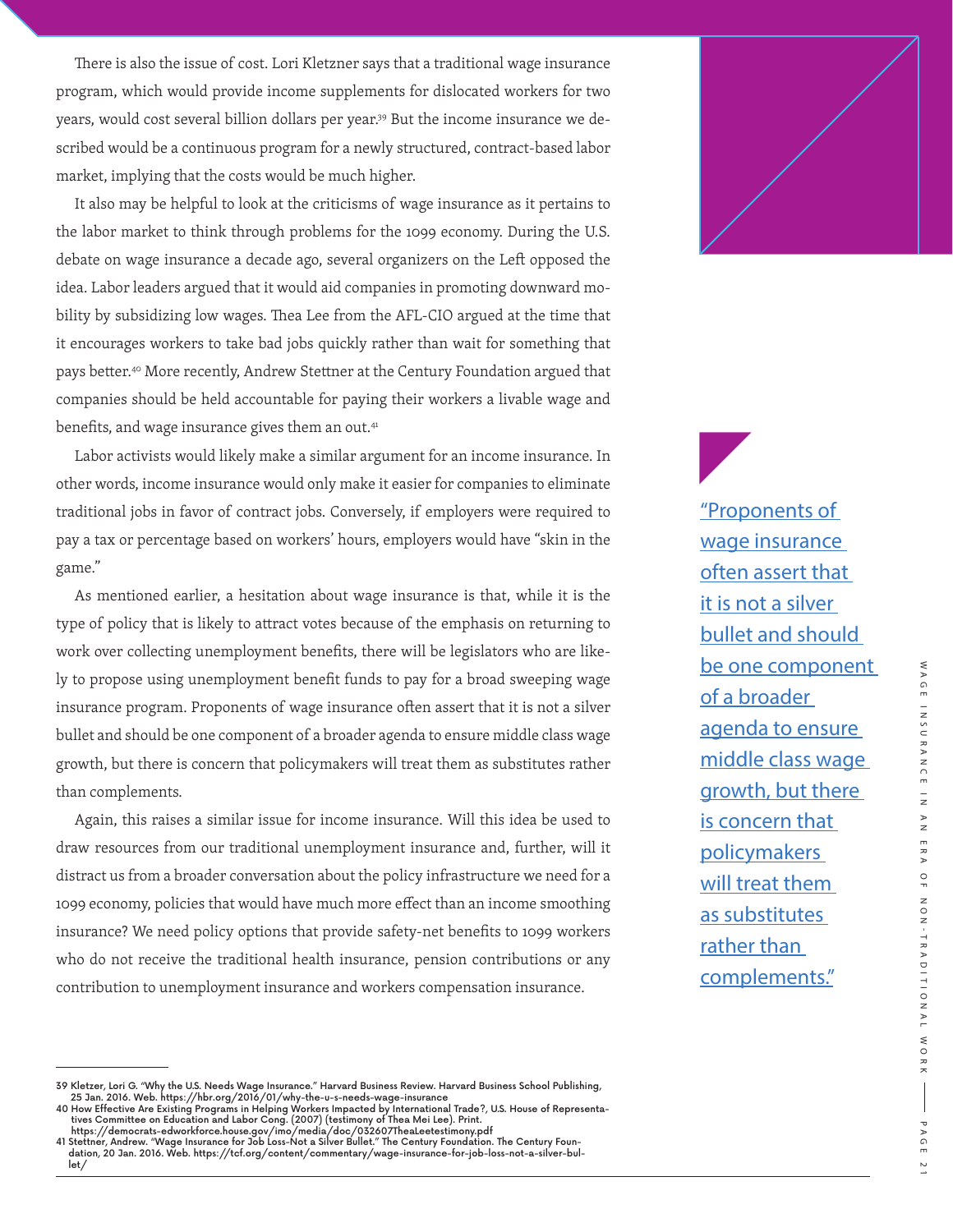There is also the issue of cost. Lori Kletzner says that a traditional wage insurance program, which would provide income supplements for dislocated workers for two years, would cost several billion dollars per year.[39] But the income insurance we described would be a continuous program for a newly structured, contract-based labor market, implying that the costs would be much higher.

It also may be helpful to look at the criticisms of wage insurance as it pertains to the labor market to think through problems for the 1099 economy. During the U.S. debate on wage insurance a decade ago, several organizers on the Left opposed the idea. Labor leaders argued that it would aid companies in promoting downward mobility by subsidizing low wages. Thea Lee from the AFL-CIO argued at the time that it encourages workers to take bad jobs quickly rather than wait for something that pays better.[40] More recently, Andrew Stettner at the Century Foundation argued that companies should be held accountable for paying their workers a livable wage and benefits, and wage insurance gives them an out.[41]

Labor activists would likely make a similar argument for an income insurance. In other words, income insurance would only make it easier for companies to eliminate traditional jobs in favor of contract jobs. Conversely, if employers were required to pay a tax or percentage based on workers' hours, employers would have "skin in the game."

As mentioned earlier, a hesitation about wage insurance is that, while it is the type of policy that is likely to attract votes because of the emphasis on returning to work over collecting unemployment benefits, there will be legislators who are likely to propose using unemployment benefit funds to pay for a broad sweeping wage insurance program. Proponents of wage insurance often assert that it is not a silver bullet and should be one component of a broader agenda to ensure middle class wage growth, but there is concern that policymakers will treat them as substitutes rather than complements.

Again, this raises a similar issue for income insurance. Will this idea be used to draw resources from our traditional unemployment insurance and, further, will it distract us from a broader conversation about the policy infrastructure we need for a 1099 economy, policies that would have much more effect than an income smoothing insurance? We need policy options that provide safety-net benefits to 1099 workers who do not receive the traditional health insurance, pension contributions or any contribution to unemployment insurance and workers compensation insurance.

> "Proponents of wage insurance often assert that it is not a silver bullet and should be one component of a broader agenda to ensure middle class wage growth, but there is concern that policymakers will treat them as substitutes rather than complements."

---

39 Kletzer, Lori G. "Why the U.S. Needs Wage Insurance." Harvard Business Review. Harvard Business School Publishing, 25 Jan. 2016. Web. https://hbr.org/2016/01/why-the-u-s-needs-wage-insurance

40 How Effective Are Existing Programs in Helping Workers Impacted by International Trade?, U.S. House of Representatives Committee on Education and Labor Cong. (2007) (testimony of Thea Mei Lee). Print. https://democrats-edworkforce.house.gov/imo/media/doc/032607TheaLeetestimony.pdf

41 Stettner, Andrew. "Wage Insurance for Job Loss-Not a Silver Bullet." The Century Foundation. The Century Foundation, 20 Jan. 2016. Web. https://tcf.org/content/commentary/wage-insurance-for-job-loss-not-a-silver-bullet/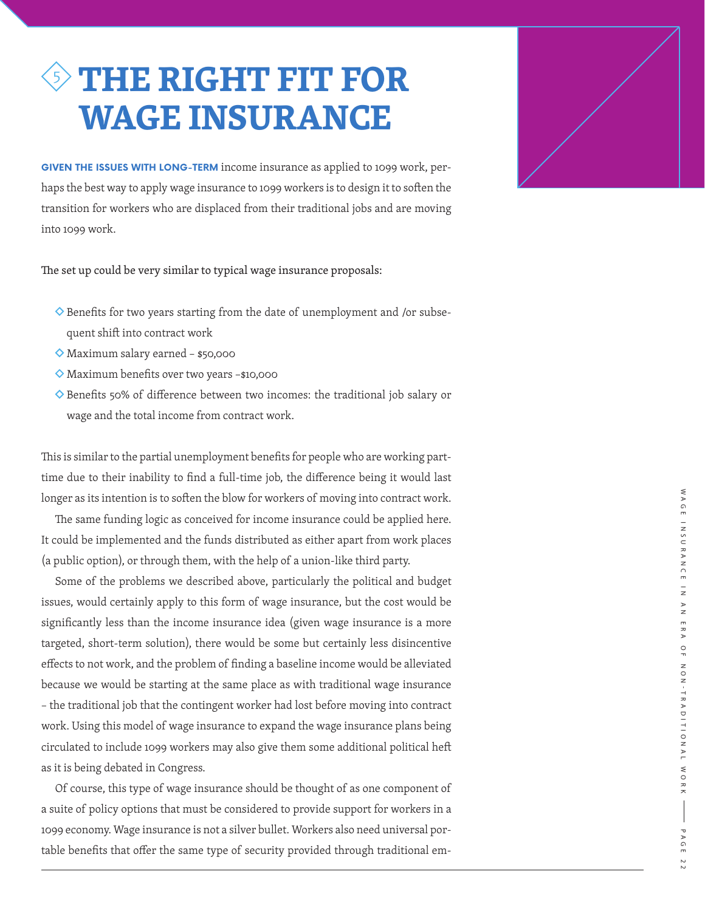# 5 THE RIGHT FIT FOR WAGE INSURANCE

**GIVEN THE ISSUES WITH LONG-TERM** income insurance as applied to 1099 work, perhaps the best way to apply wage insurance to 1099 workers is to design it to soften the transition for workers who are displaced from their traditional jobs and are moving into 1099 work.

The set up could be very similar to typical wage insurance proposals:

- Benefits for two years starting from the date of unemployment and /or subsequent shift into contract work
- Maximum salary earned – $50,000
- Maximum benefits over two years –$10,000
- Benefits 50% of difference between two incomes: the traditional job salary or wage and the total income from contract work.

This is similar to the partial unemployment benefits for people who are working part-time due to their inability to find a full-time job, the difference being it would last longer as its intention is to soften the blow for workers of moving into contract work.

The same funding logic as conceived for income insurance could be applied here. It could be implemented and the funds distributed as either apart from work places (a public option), or through them, with the help of a union-like third party.

Some of the problems we described above, particularly the political and budget issues, would certainly apply to this form of wage insurance, but the cost would be significantly less than the income insurance idea (given wage insurance is a more targeted, short-term solution), there would be some but certainly less disincentive effects to not work, and the problem of finding a baseline income would be alleviated because we would be starting at the same place as with traditional wage insurance – the traditional job that the contingent worker had lost before moving into contract work. Using this model of wage insurance to expand the wage insurance plans being circulated to include 1099 workers may also give them some additional political heft as it is being debated in Congress.

Of course, this type of wage insurance should be thought of as one component of a suite of policy options that must be considered to provide support for workers in a 1099 economy. Wage insurance is not a silver bullet. Workers also need universal portable benefits that offer the same type of security provided through traditional em-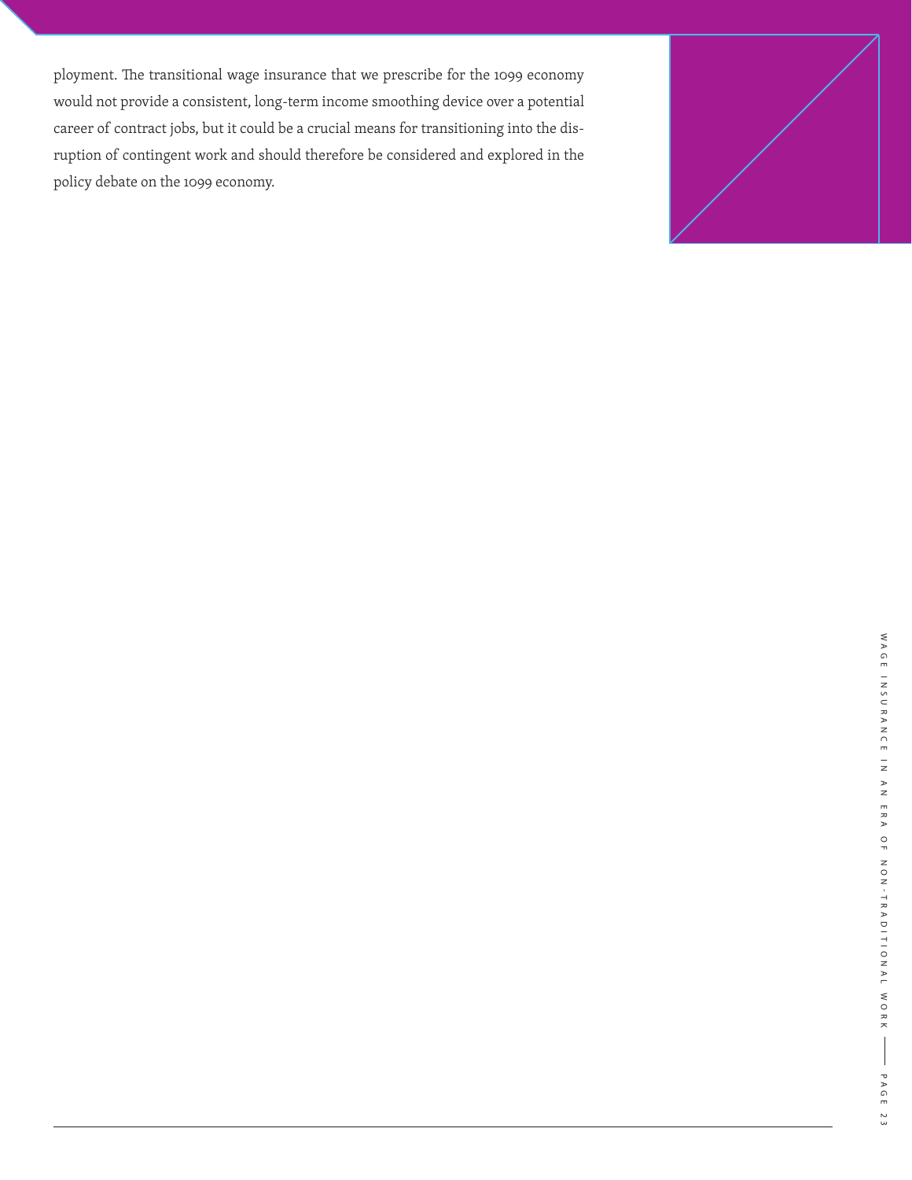ployment. The transitional wage insurance that we prescribe for the 1099 economy would not provide a consistent, long-term income smoothing device over a potential career of contract jobs, but it could be a crucial means for transitioning into the disruption of contingent work and should therefore be considered and explored in the policy debate on the 1099 economy.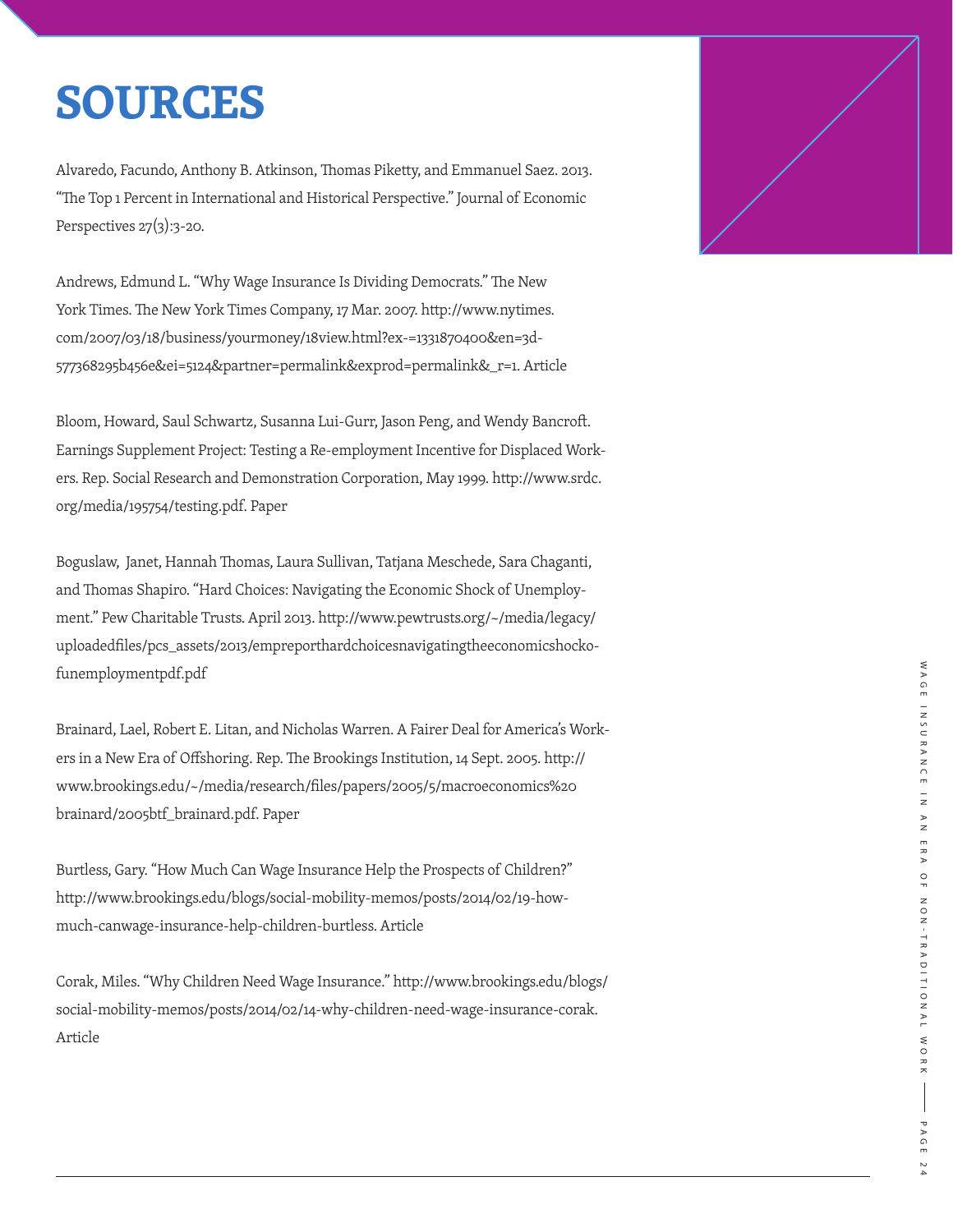# SOURCES

Alvaredo, Facundo, Anthony B. Atkinson, Thomas Piketty, and Emmanuel Saez. 2013. "The Top 1 Percent in International and Historical Perspective." Journal of Economic Perspectives 27(3):3-20.

Andrews, Edmund L. "Why Wage Insurance Is Dividing Democrats." The New York Times. The New York Times Company, 17 Mar. 2007. http://www.nytimes.com/2007/03/18/business/yourmoney/18view.html?ex-=1331870400&en=3d-577368295b456e&ei=5124&partner=permalink&exprod=permalink&_r=1. Article

Bloom, Howard, Saul Schwartz, Susanna Lui-Gurr, Jason Peng, and Wendy Bancroft. Earnings Supplement Project: Testing a Re-employment Incentive for Displaced Workers. Rep. Social Research and Demonstration Corporation, May 1999. http://www.srdc.org/media/195754/testing.pdf. Paper

Boguslaw, Janet, Hannah Thomas, Laura Sullivan, Tatjana Meschede, Sara Chaganti, and Thomas Shapiro. "Hard Choices: Navigating the Economic Shock of Unemployment." Pew Charitable Trusts. April 2013. http://www.pewtrusts.org/~/media/legacy/uploadedfiles/pcs_assets/2013/empreporthardchoicesnavigatingtheeconomicshockofunemploymentpdf.pdf

Brainard, Lael, Robert E. Litan, and Nicholas Warren. A Fairer Deal for America's Workers in a New Era of Offshoring. Rep. The Brookings Institution, 14 Sept. 2005. http://www.brookings.edu/~/media/research/files/papers/2005/5/macroeconomics%20brainard/2005btf_brainard.pdf. Paper

Burtless, Gary. "How Much Can Wage Insurance Help the Prospects of Children?" http://www.brookings.edu/blogs/social-mobility-memos/posts/2014/02/19-how-much-canwage-insurance-help-children-burtless. Article

Corak, Miles. "Why Children Need Wage Insurance." http://www.brookings.edu/blogs/social-mobility-memos/posts/2014/02/14-why-children-need-wage-insurance-corak. Article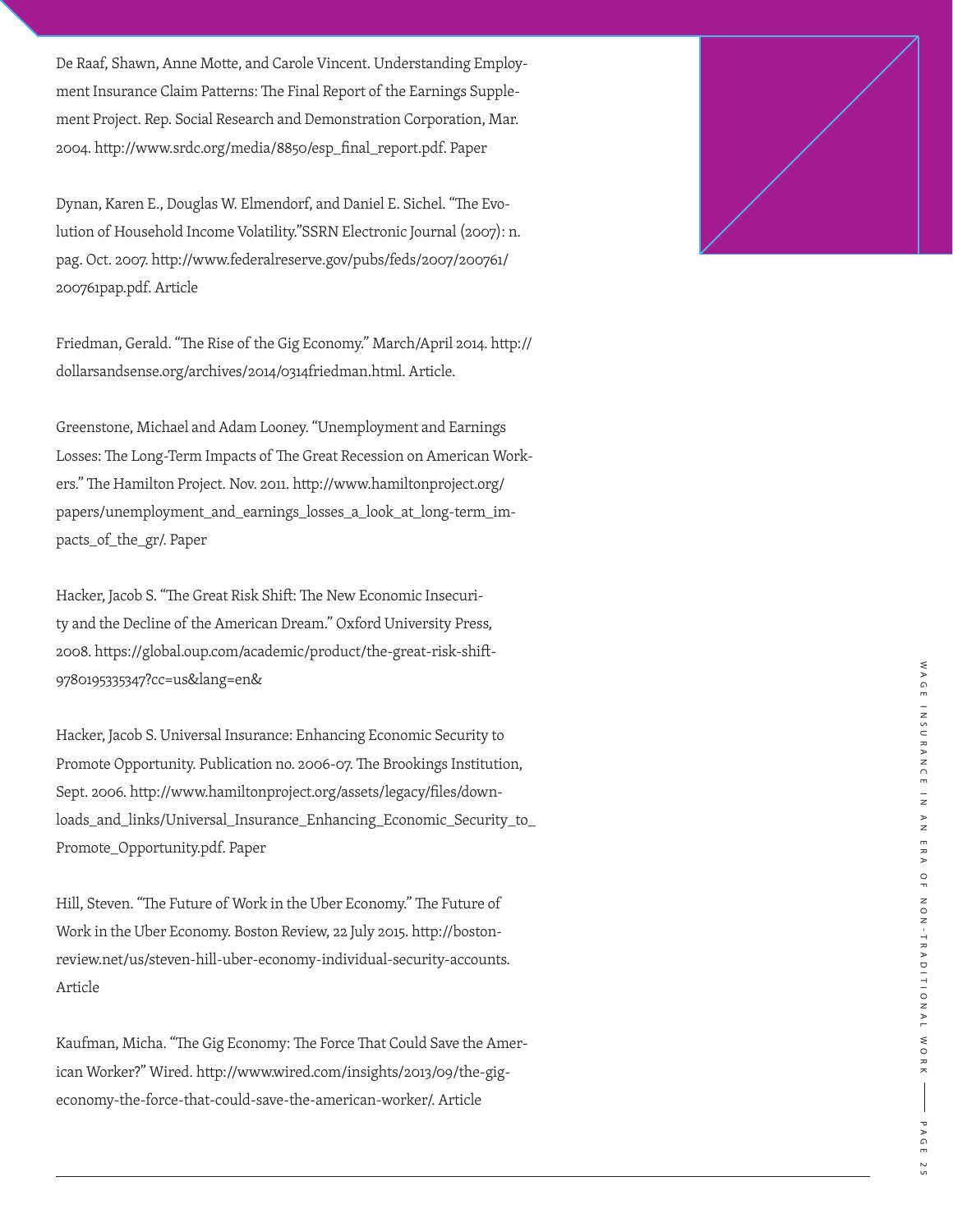De Raaf, Shawn, Anne Motte, and Carole Vincent. Understanding Employment Insurance Claim Patterns: The Final Report of the Earnings Supplement Project. Rep. Social Research and Demonstration Corporation, Mar. 2004. http://www.srdc.org/media/8850/esp_final_report.pdf. Paper

Dynan, Karen E., Douglas W. Elmendorf, and Daniel E. Sichel. "The Evolution of Household Income Volatility."SSRN Electronic Journal (2007): n. pag. Oct. 2007. http://www.federalreserve.gov/pubs/feds/2007/200761/200761pap.pdf. Article

Friedman, Gerald. "The Rise of the Gig Economy." March/April 2014. http://dollarsandsense.org/archives/2014/0314friedman.html. Article.

Greenstone, Michael and Adam Looney. "Unemployment and Earnings Losses: The Long-Term Impacts of The Great Recession on American Workers." The Hamilton Project. Nov. 2011. http://www.hamiltonproject.org/papers/unemployment_and_earnings_losses_a_look_at_long-term_impacts_of_the_gr/. Paper

Hacker, Jacob S. "The Great Risk Shift: The New Economic Insecurity and the Decline of the American Dream." Oxford University Press, 2008. https://global.oup.com/academic/product/the-great-risk-shift-9780195335347?cc=us&lang=en&

Hacker, Jacob S. Universal Insurance: Enhancing Economic Security to Promote Opportunity. Publication no. 2006-07. The Brookings Institution, Sept. 2006. http://www.hamiltonproject.org/assets/legacy/files/downloads_and_links/Universal_Insurance_Enhancing_Economic_Security_to_Promote_Opportunity.pdf. Paper

Hill, Steven. "The Future of Work in the Uber Economy." The Future of Work in the Uber Economy. Boston Review, 22 July 2015. http://bostonreview.net/us/steven-hill-uber-economy-individual-security-accounts. Article

Kaufman, Micha. "The Gig Economy: The Force That Could Save the American Worker?" Wired. http://www.wired.com/insights/2013/09/the-gig-economy-the-force-that-could-save-the-american-worker/. Article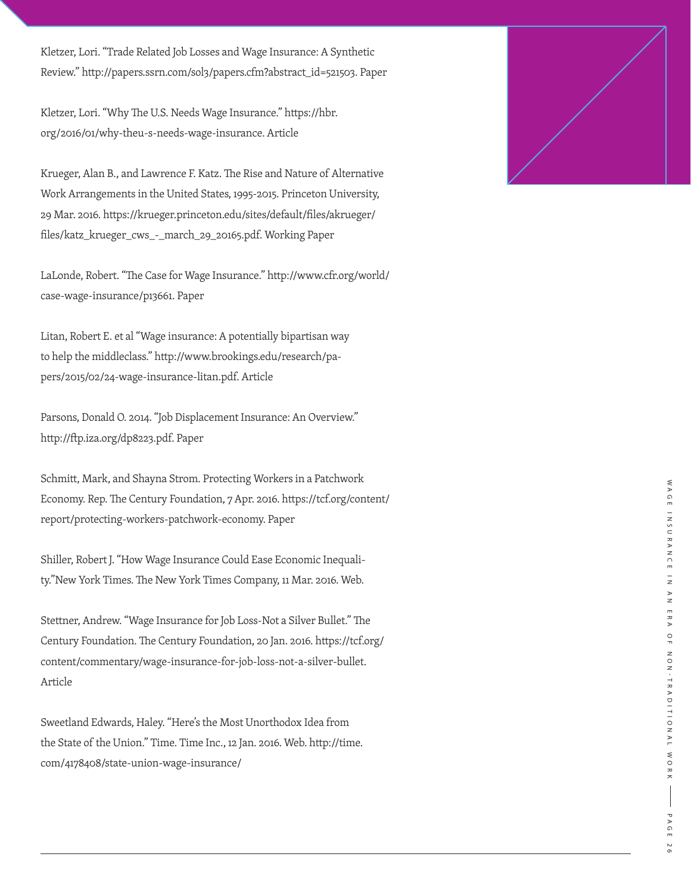Kletzer, Lori. "Trade Related Job Losses and Wage Insurance: A Synthetic Review." http://papers.ssrn.com/sol3/papers.cfm?abstract_id=521503. Paper

Kletzer, Lori. "Why The U.S. Needs Wage Insurance." https://hbr.org/2016/01/why-theu-s-needs-wage-insurance. Article

Krueger, Alan B., and Lawrence F. Katz. The Rise and Nature of Alternative Work Arrangements in the United States, 1995-2015. Princeton University, 29 Mar. 2016. https://krueger.princeton.edu/sites/default/files/akrueger/files/katz_krueger_cws_-_march_29_20165.pdf. Working Paper

LaLonde, Robert. "The Case for Wage Insurance." http://www.cfr.org/world/case-wage-insurance/p13661. Paper

Litan, Robert E. et al "Wage insurance: A potentially bipartisan way to help the middleclass." http://www.brookings.edu/research/papers/2015/02/24-wage-insurance-litan.pdf. Article

Parsons, Donald O. 2014. "Job Displacement Insurance: An Overview." http://ftp.iza.org/dp8223.pdf. Paper

Schmitt, Mark, and Shayna Strom. Protecting Workers in a Patchwork Economy. Rep. The Century Foundation, 7 Apr. 2016. https://tcf.org/content/report/protecting-workers-patchwork-economy. Paper

Shiller, Robert J. "How Wage Insurance Could Ease Economic Inequality."New York Times. The New York Times Company, 11 Mar. 2016. Web.

Stettner, Andrew. "Wage Insurance for Job Loss-Not a Silver Bullet." The Century Foundation. The Century Foundation, 20 Jan. 2016. https://tcf.org/content/commentary/wage-insurance-for-job-loss-not-a-silver-bullet. Article

Sweetland Edwards, Haley. "Here's the Most Unorthodox Idea from the State of the Union." Time. Time Inc., 12 Jan. 2016. Web. http://time.com/4178408/state-union-wage-insurance/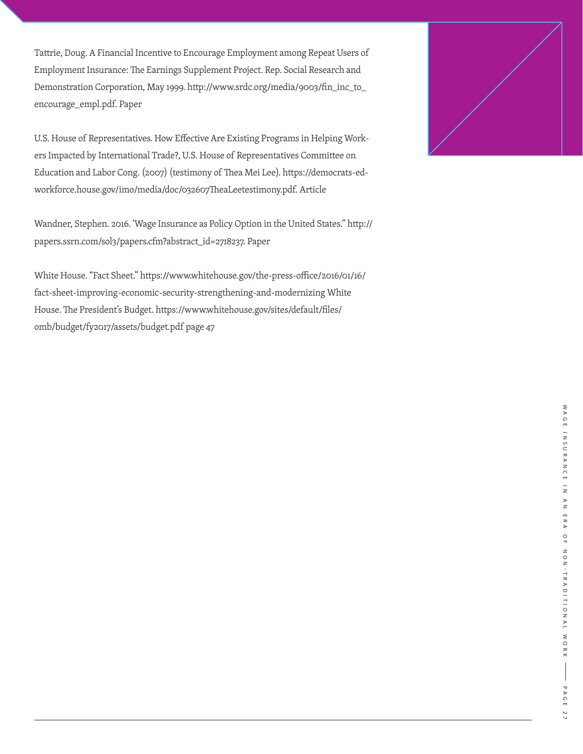Tattrie, Doug. A Financial Incentive to Encourage Employment among Repeat Users of Employment Insurance: The Earnings Supplement Project. Rep. Social Research and Demonstration Corporation, May 1999. http://www.srdc.org/media/9003/fin_inc_to_encourage_empl.pdf. Paper

U.S. House of Representatives. How Effective Are Existing Programs in Helping Workers Impacted by International Trade?, U.S. House of Representatives Committee on Education and Labor Cong. (2007) (testimony of Thea Mei Lee). https://democrats-edworkforce.house.gov/imo/media/doc/032607TheaLeetestimony.pdf. Article

Wandner, Stephen. 2016. 'Wage Insurance as Policy Option in the United States." http://papers.ssrn.com/sol3/papers.cfm?abstract_id=2718237. Paper

White House. "Fact Sheet." https://www.whitehouse.gov/the-press-office/2016/01/16/fact-sheet-improving-economic-security-strengthening-and-modernizing White House. The President's Budget. https://www.whitehouse.gov/sites/default/files/omb/budget/fy2017/assets/budget.pdf page 47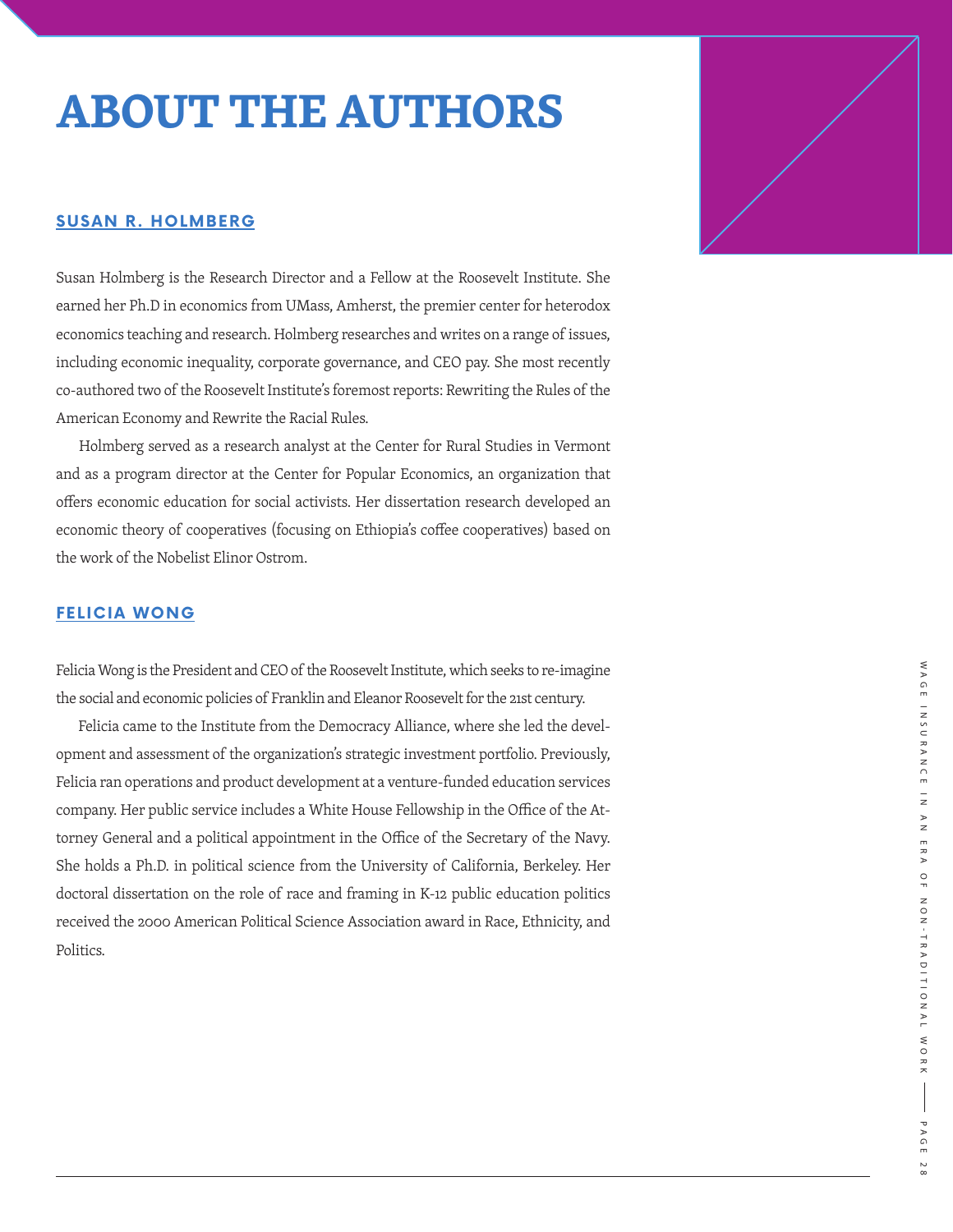# ABOUT THE AUTHORS

## SUSAN R. HOLMBERG

Susan Holmberg is the Research Director and a Fellow at the Roosevelt Institute. She earned her Ph.D in economics from UMass, Amherst, the premier center for heterodox economics teaching and research. Holmberg researches and writes on a range of issues, including economic inequality, corporate governance, and CEO pay. She most recently co-authored two of the Roosevelt Institute's foremost reports: Rewriting the Rules of the American Economy and Rewrite the Racial Rules.

Holmberg served as a research analyst at the Center for Rural Studies in Vermont and as a program director at the Center for Popular Economics, an organization that offers economic education for social activists. Her dissertation research developed an economic theory of cooperatives (focusing on Ethiopia's coffee cooperatives) based on the work of the Nobelist Elinor Ostrom.

## FELICIA WONG

Felicia Wong is the President and CEO of the Roosevelt Institute, which seeks to re-imagine the social and economic policies of Franklin and Eleanor Roosevelt for the 21st century.

Felicia came to the Institute from the Democracy Alliance, where she led the development and assessment of the organization's strategic investment portfolio. Previously, Felicia ran operations and product development at a venture-funded education services company. Her public service includes a White House Fellowship in the Office of the Attorney General and a political appointment in the Office of the Secretary of the Navy. She holds a Ph.D. in political science from the University of California, Berkeley. Her doctoral dissertation on the role of race and framing in K-12 public education politics received the 2000 American Political Science Association award in Race, Ethnicity, and Politics.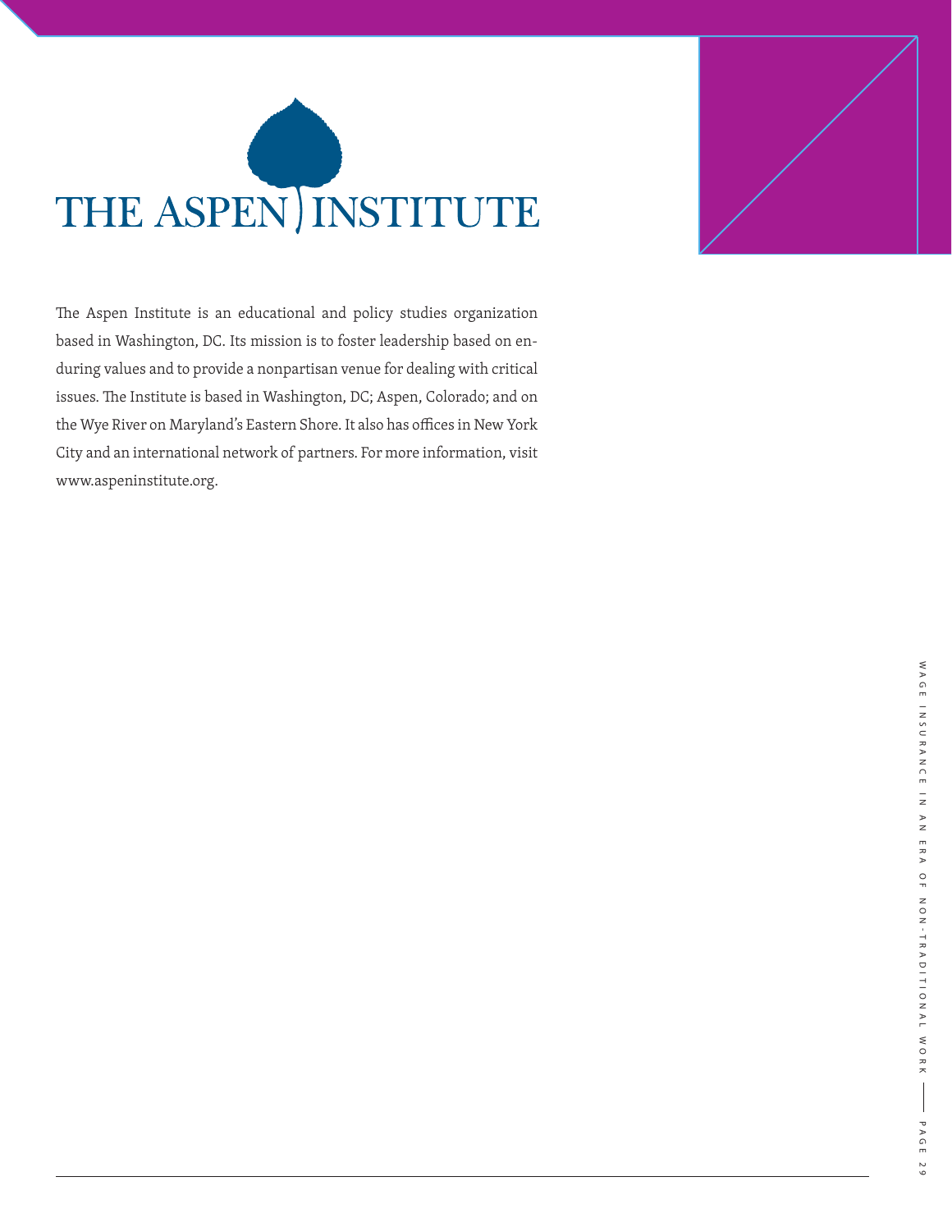# THE ASPEN INSTITUTE

The Aspen Institute is an educational and policy studies organization based in Washington, DC. Its mission is to foster leadership based on enduring values and to provide a nonpartisan venue for dealing with critical issues. The Institute is based in Washington, DC; Aspen, Colorado; and on the Wye River on Maryland's Eastern Shore. It also has offices in New York City and an international network of partners. For more information, visit www.aspeninstitute.org.